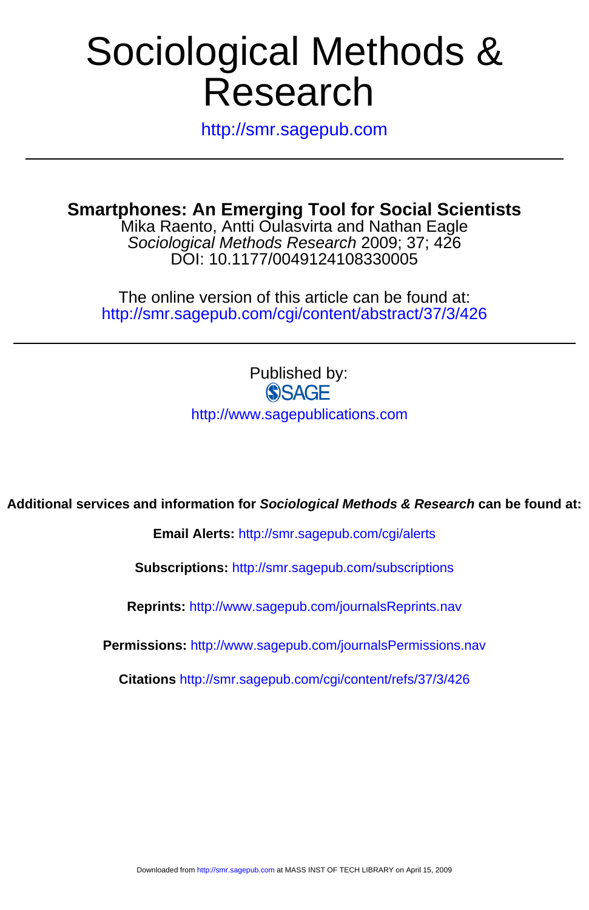# Sociological Methods & Research

http://smr.sagepub.com

---

## Smartphones: An Emerging Tool for Social Scientists

Mika Raento, Antti Oulasvirta and Nathan Eagle
*Sociological Methods Research* 2009; 37; 426
DOI: 10.1177/0049124108330005

The online version of this article can be found at:
http://smr.sagepub.com/cgi/content/abstract/37/3/426

---

Published by:
SAGE
http://www.sagepublications.com

**Additional services and information for *Sociological Methods & Research* can be found at:**

**Email Alerts:** http://smr.sagepub.com/cgi/alerts

**Subscriptions:** http://smr.sagepub.com/subscriptions

**Reprints:** http://www.sagepub.com/journalsReprints.nav

**Permissions:** http://www.sagepub.com/journalsPermissions.nav

**Citations** http://smr.sagepub.com/cgi/content/refs/37/3/426

Downloaded from http://smr.sagepub.com at MASS INST OF TECH LIBRARY on April 15, 2009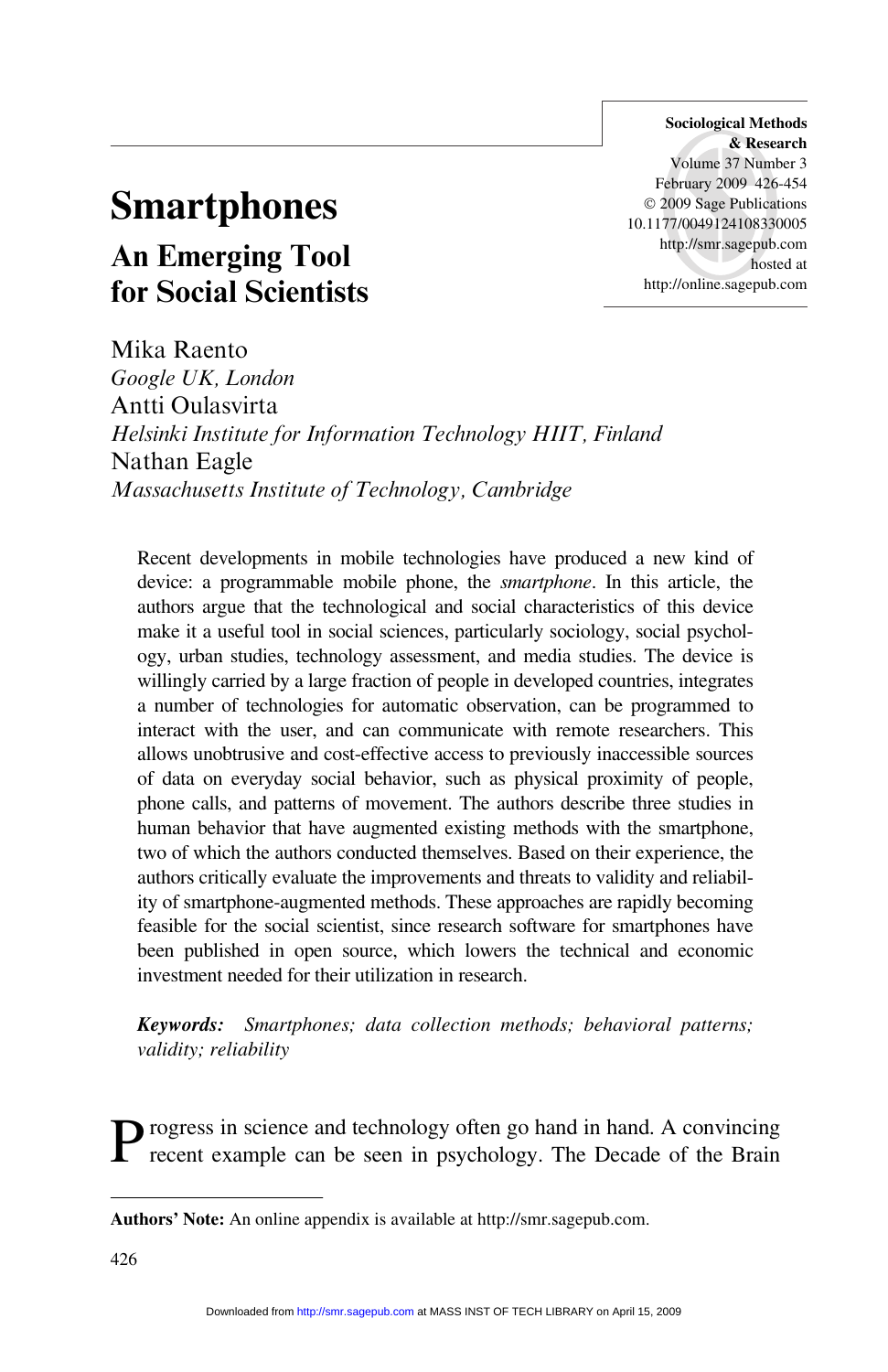# Smartphones

## An Emerging Tool for Social Scientists

Mika Raento
*Google UK, London*
Antti Oulasvirta
*Helsinki Institute for Information Technology HIIT, Finland*
Nathan Eagle
*Massachusetts Institute of Technology, Cambridge*

Recent developments in mobile technologies have produced a new kind of device: a programmable mobile phone, the *smartphone*. In this article, the authors argue that the technological and social characteristics of this device make it a useful tool in social sciences, particularly sociology, social psychology, urban studies, technology assessment, and media studies. The device is willingly carried by a large fraction of people in developed countries, integrates a number of technologies for automatic observation, can be programmed to interact with the user, and can communicate with remote researchers. This allows unobtrusive and cost-effective access to previously inaccessible sources of data on everyday social behavior, such as physical proximity of people, phone calls, and patterns of movement. The authors describe three studies in human behavior that have augmented existing methods with the smartphone, two of which the authors conducted themselves. Based on their experience, the authors critically evaluate the improvements and threats to validity and reliability of smartphone-augmented methods. These approaches are rapidly becoming feasible for the social scientist, since research software for smartphones have been published in open source, which lowers the technical and economic investment needed for their utilization in research.

***Keywords:*** *Smartphones; data collection methods; behavioral patterns; validity; reliability*

Progress in science and technology often go hand in hand. A convincing recent example can be seen in psychology. The Decade of the Brain

**Authors' Note:** An online appendix is available at http://smr.sagepub.com.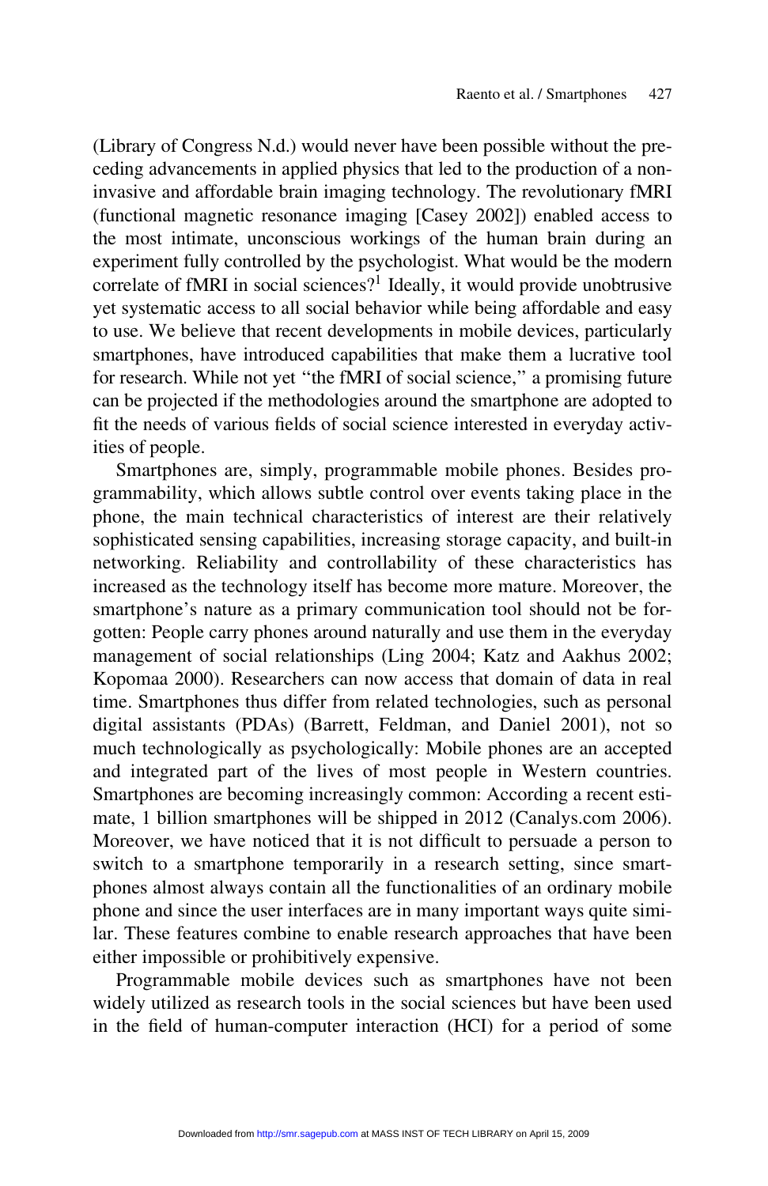(Library of Congress N.d.) would never have been possible without the preceding advancements in applied physics that led to the production of a non-invasive and affordable brain imaging technology. The revolutionary fMRI (functional magnetic resonance imaging [Casey 2002]) enabled access to the most intimate, unconscious workings of the human brain during an experiment fully controlled by the psychologist. What would be the modern correlate of fMRI in social sciences?[1] Ideally, it would provide unobtrusive yet systematic access to all social behavior while being affordable and easy to use. We believe that recent developments in mobile devices, particularly smartphones, have introduced capabilities that make them a lucrative tool for research. While not yet "the fMRI of social science," a promising future can be projected if the methodologies around the smartphone are adopted to fit the needs of various fields of social science interested in everyday activities of people.

Smartphones are, simply, programmable mobile phones. Besides programmability, which allows subtle control over events taking place in the phone, the main technical characteristics of interest are their relatively sophisticated sensing capabilities, increasing storage capacity, and built-in networking. Reliability and controllability of these characteristics has increased as the technology itself has become more mature. Moreover, the smartphone's nature as a primary communication tool should not be forgotten: People carry phones around naturally and use them in the everyday management of social relationships (Ling 2004; Katz and Aakhus 2002; Kopomaa 2000). Researchers can now access that domain of data in real time. Smartphones thus differ from related technologies, such as personal digital assistants (PDAs) (Barrett, Feldman, and Daniel 2001), not so much technologically as psychologically: Mobile phones are an accepted and integrated part of the lives of most people in Western countries. Smartphones are becoming increasingly common: According a recent estimate, 1 billion smartphones will be shipped in 2012 (Canalys.com 2006). Moreover, we have noticed that it is not difficult to persuade a person to switch to a smartphone temporarily in a research setting, since smartphones almost always contain all the functionalities of an ordinary mobile phone and since the user interfaces are in many important ways quite similar. These features combine to enable research approaches that have been either impossible or prohibitively expensive.

Programmable mobile devices such as smartphones have not been widely utilized as research tools in the social sciences but have been used in the field of human-computer interaction (HCI) for a period of some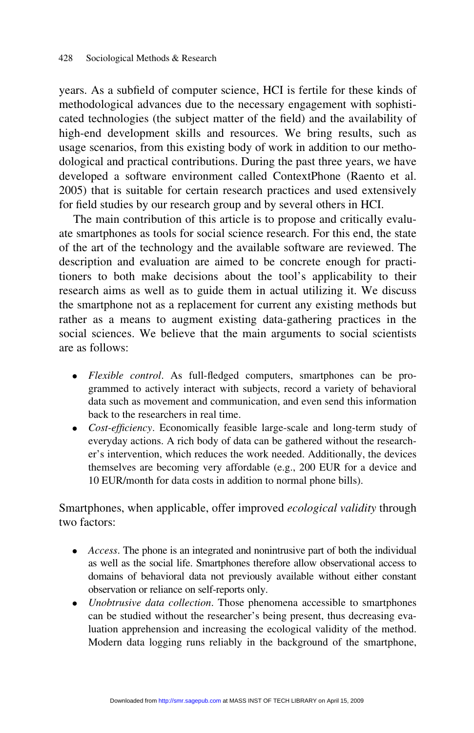years. As a subfield of computer science, HCI is fertile for these kinds of methodological advances due to the necessary engagement with sophisticated technologies (the subject matter of the field) and the availability of high-end development skills and resources. We bring results, such as usage scenarios, from this existing body of work in addition to our methodological and practical contributions. During the past three years, we have developed a software environment called ContextPhone (Raento et al. 2005) that is suitable for certain research practices and used extensively for field studies by our research group and by several others in HCI.

The main contribution of this article is to propose and critically evaluate smartphones as tools for social science research. For this end, the state of the art of the technology and the available software are reviewed. The description and evaluation are aimed to be concrete enough for practitioners to both make decisions about the tool's applicability to their research aims as well as to guide them in actual utilizing it. We discuss the smartphone not as a replacement for current any existing methods but rather as a means to augment existing data-gathering practices in the social sciences. We believe that the main arguments to social scientists are as follows:

- *Flexible control*. As full-fledged computers, smartphones can be programmed to actively interact with subjects, record a variety of behavioral data such as movement and communication, and even send this information back to the researchers in real time.
- *Cost-efficiency*. Economically feasible large-scale and long-term study of everyday actions. A rich body of data can be gathered without the researcher's intervention, which reduces the work needed. Additionally, the devices themselves are becoming very affordable (e.g., 200 EUR for a device and 10 EUR/month for data costs in addition to normal phone bills).

Smartphones, when applicable, offer improved *ecological validity* through two factors:

- *Access*. The phone is an integrated and nonintrusive part of both the individual as well as the social life. Smartphones therefore allow observational access to domains of behavioral data not previously available without either constant observation or reliance on self-reports only.
- *Unobtrusive data collection*. Those phenomena accessible to smartphones can be studied without the researcher's being present, thus decreasing evaluation apprehension and increasing the ecological validity of the method. Modern data logging runs reliably in the background of the smartphone,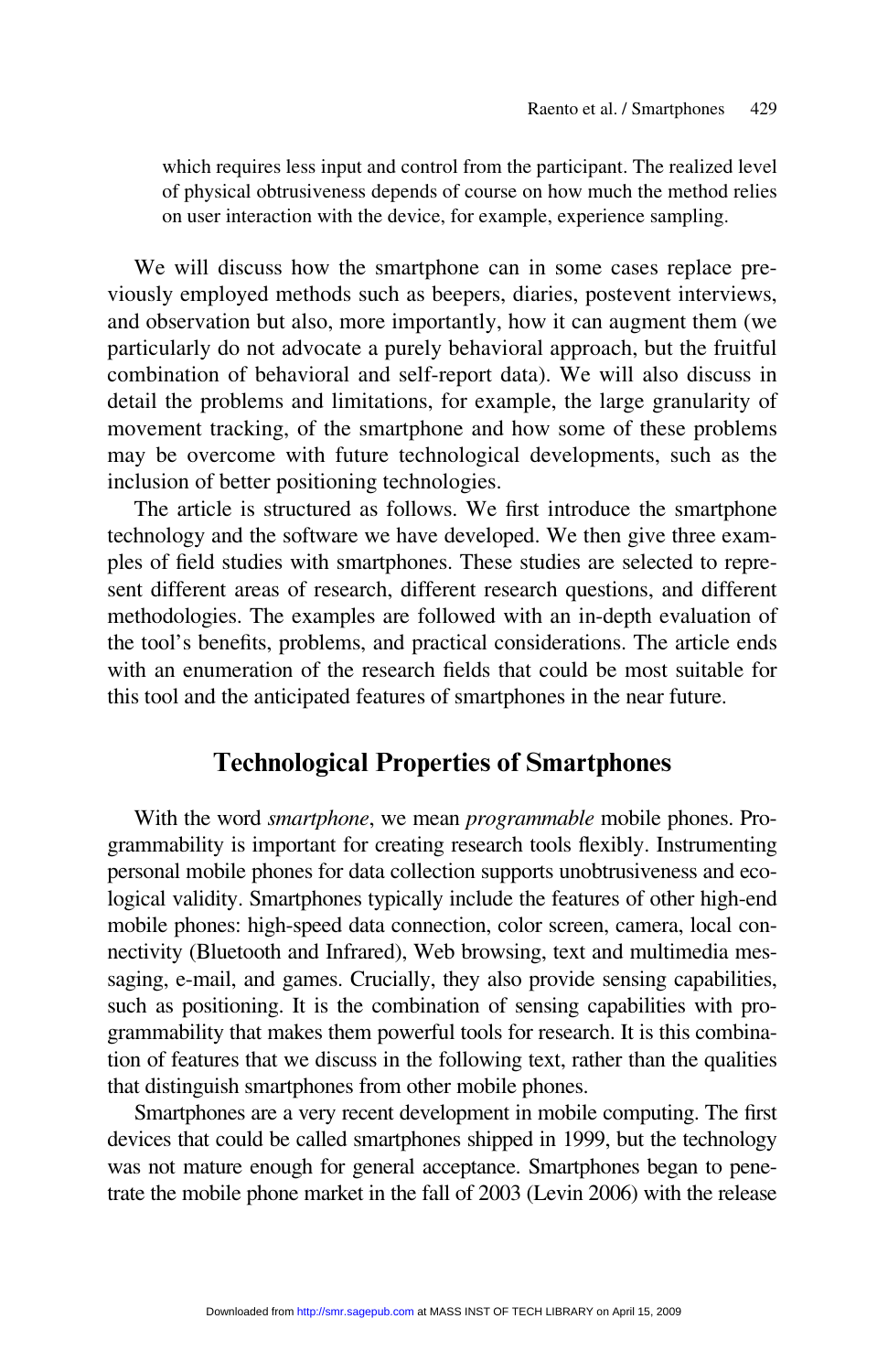which requires less input and control from the participant. The realized level of physical obtrusiveness depends of course on how much the method relies on user interaction with the device, for example, experience sampling.

We will discuss how the smartphone can in some cases replace previously employed methods such as beepers, diaries, postevent interviews, and observation but also, more importantly, how it can augment them (we particularly do not advocate a purely behavioral approach, but the fruitful combination of behavioral and self-report data). We will also discuss in detail the problems and limitations, for example, the large granularity of movement tracking, of the smartphone and how some of these problems may be overcome with future technological developments, such as the inclusion of better positioning technologies.

The article is structured as follows. We first introduce the smartphone technology and the software we have developed. We then give three examples of field studies with smartphones. These studies are selected to represent different areas of research, different research questions, and different methodologies. The examples are followed with an in-depth evaluation of the tool's benefits, problems, and practical considerations. The article ends with an enumeration of the research fields that could be most suitable for this tool and the anticipated features of smartphones in the near future.

## Technological Properties of Smartphones

With the word *smartphone*, we mean *programmable* mobile phones. Programmability is important for creating research tools flexibly. Instrumenting personal mobile phones for data collection supports unobtrusiveness and ecological validity. Smartphones typically include the features of other high-end mobile phones: high-speed data connection, color screen, camera, local connectivity (Bluetooth and Infrared), Web browsing, text and multimedia messaging, e-mail, and games. Crucially, they also provide sensing capabilities, such as positioning. It is the combination of sensing capabilities with programmability that makes them powerful tools for research. It is this combination of features that we discuss in the following text, rather than the qualities that distinguish smartphones from other mobile phones.

Smartphones are a very recent development in mobile computing. The first devices that could be called smartphones shipped in 1999, but the technology was not mature enough for general acceptance. Smartphones began to penetrate the mobile phone market in the fall of 2003 (Levin 2006) with the release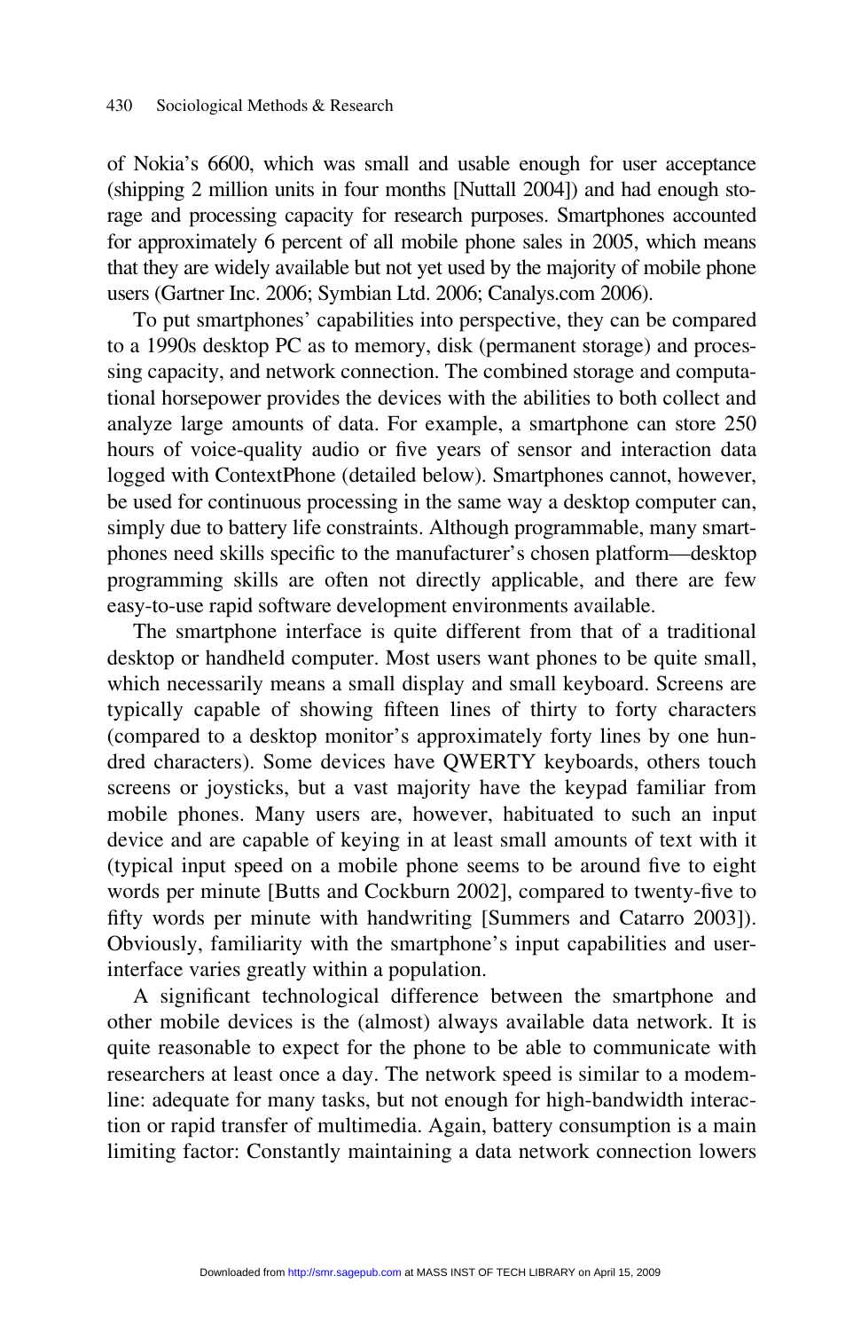of Nokia's 6600, which was small and usable enough for user acceptance (shipping 2 million units in four months [Nuttall 2004]) and had enough storage and processing capacity for research purposes. Smartphones accounted for approximately 6 percent of all mobile phone sales in 2005, which means that they are widely available but not yet used by the majority of mobile phone users (Gartner Inc. 2006; Symbian Ltd. 2006; Canalys.com 2006).

To put smartphones' capabilities into perspective, they can be compared to a 1990s desktop PC as to memory, disk (permanent storage) and processing capacity, and network connection. The combined storage and computational horsepower provides the devices with the abilities to both collect and analyze large amounts of data. For example, a smartphone can store 250 hours of voice-quality audio or five years of sensor and interaction data logged with ContextPhone (detailed below). Smartphones cannot, however, be used for continuous processing in the same way a desktop computer can, simply due to battery life constraints. Although programmable, many smartphones need skills specific to the manufacturer's chosen platform—desktop programming skills are often not directly applicable, and there are few easy-to-use rapid software development environments available.

The smartphone interface is quite different from that of a traditional desktop or handheld computer. Most users want phones to be quite small, which necessarily means a small display and small keyboard. Screens are typically capable of showing fifteen lines of thirty to forty characters (compared to a desktop monitor's approximately forty lines by one hundred characters). Some devices have QWERTY keyboards, others touch screens or joysticks, but a vast majority have the keypad familiar from mobile phones. Many users are, however, habituated to such an input device and are capable of keying in at least small amounts of text with it (typical input speed on a mobile phone seems to be around five to eight words per minute [Butts and Cockburn 2002], compared to twenty-five to fifty words per minute with handwriting [Summers and Catarro 2003]). Obviously, familiarity with the smartphone's input capabilities and user-interface varies greatly within a population.

A significant technological difference between the smartphone and other mobile devices is the (almost) always available data network. It is quite reasonable to expect for the phone to be able to communicate with researchers at least once a day. The network speed is similar to a modem-line: adequate for many tasks, but not enough for high-bandwidth interaction or rapid transfer of multimedia. Again, battery consumption is a main limiting factor: Constantly maintaining a data network connection lowers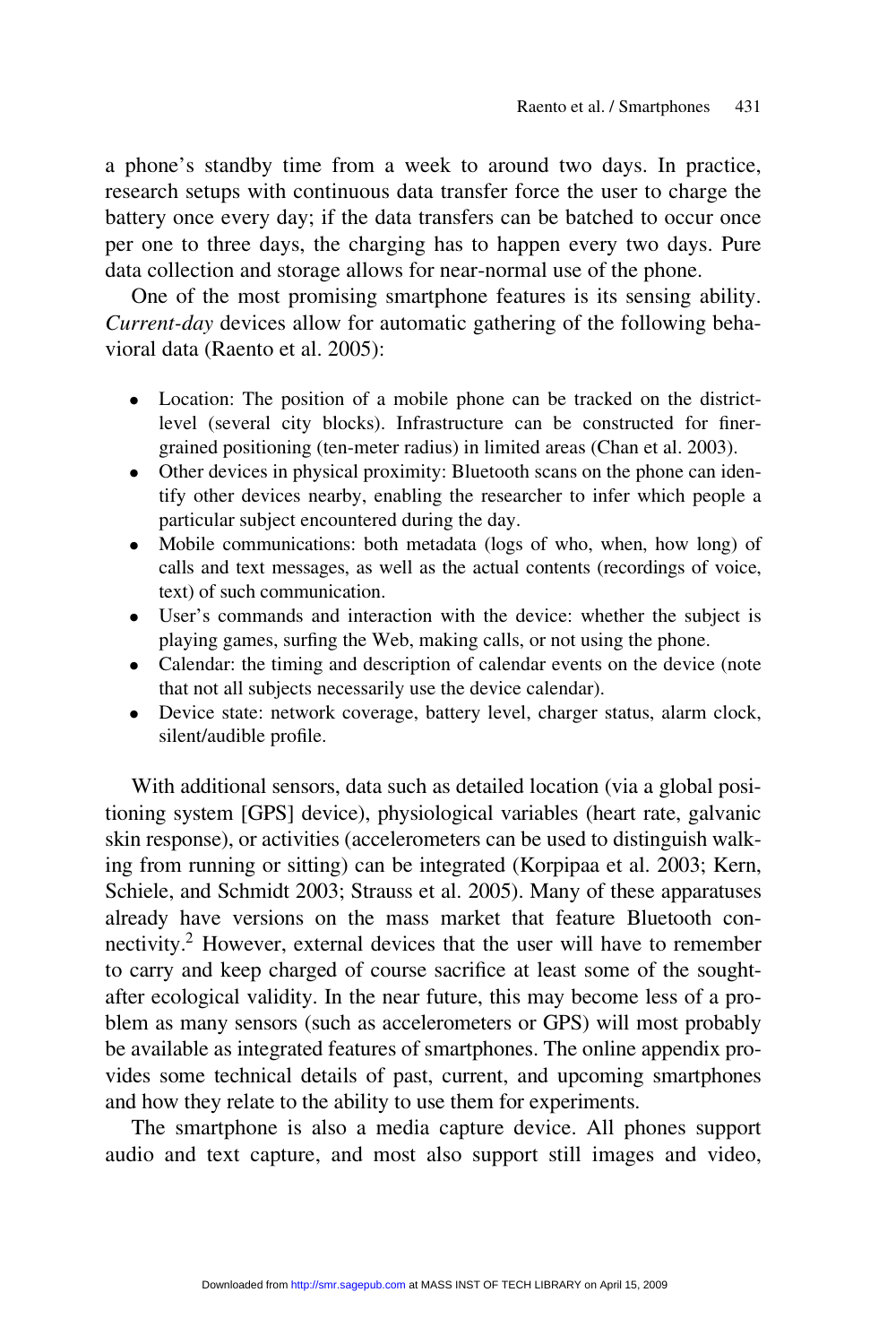a phone's standby time from a week to around two days. In practice, research setups with continuous data transfer force the user to charge the battery once every day; if the data transfers can be batched to occur once per one to three days, the charging has to happen every two days. Pure data collection and storage allows for near-normal use of the phone.

One of the most promising smartphone features is its sensing ability. *Current-day* devices allow for automatic gathering of the following behavioral data (Raento et al. 2005):

- Location: The position of a mobile phone can be tracked on the district-level (several city blocks). Infrastructure can be constructed for finer-grained positioning (ten-meter radius) in limited areas (Chan et al. 2003).
- Other devices in physical proximity: Bluetooth scans on the phone can identify other devices nearby, enabling the researcher to infer which people a particular subject encountered during the day.
- Mobile communications: both metadata (logs of who, when, how long) of calls and text messages, as well as the actual contents (recordings of voice, text) of such communication.
- User's commands and interaction with the device: whether the subject is playing games, surfing the Web, making calls, or not using the phone.
- Calendar: the timing and description of calendar events on the device (note that not all subjects necessarily use the device calendar).
- Device state: network coverage, battery level, charger status, alarm clock, silent/audible profile.

With additional sensors, data such as detailed location (via a global positioning system [GPS] device), physiological variables (heart rate, galvanic skin response), or activities (accelerometers can be used to distinguish walking from running or sitting) can be integrated (Korpipaa et al. 2003; Kern, Schiele, and Schmidt 2003; Strauss et al. 2005). Many of these apparatuses already have versions on the mass market that feature Bluetooth connectivity.[2] However, external devices that the user will have to remember to carry and keep charged of course sacrifice at least some of the sought-after ecological validity. In the near future, this may become less of a problem as many sensors (such as accelerometers or GPS) will most probably be available as integrated features of smartphones. The online appendix provides some technical details of past, current, and upcoming smartphones and how they relate to the ability to use them for experiments.

The smartphone is also a media capture device. All phones support audio and text capture, and most also support still images and video,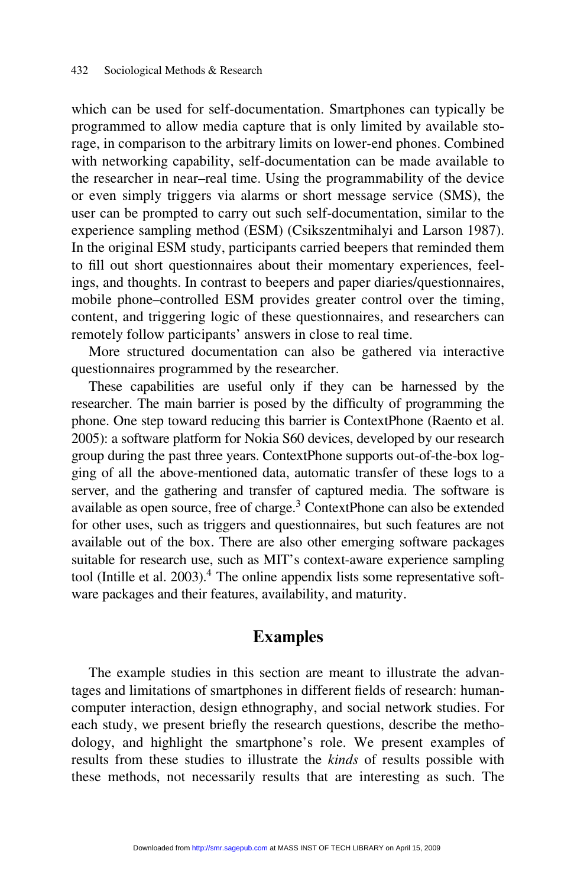which can be used for self-documentation. Smartphones can typically be programmed to allow media capture that is only limited by available storage, in comparison to the arbitrary limits on lower-end phones. Combined with networking capability, self-documentation can be made available to the researcher in near–real time. Using the programmability of the device or even simply triggers via alarms or short message service (SMS), the user can be prompted to carry out such self-documentation, similar to the experience sampling method (ESM) (Csikszentmihalyi and Larson 1987). In the original ESM study, participants carried beepers that reminded them to fill out short questionnaires about their momentary experiences, feelings, and thoughts. In contrast to beepers and paper diaries/questionnaires, mobile phone–controlled ESM provides greater control over the timing, content, and triggering logic of these questionnaires, and researchers can remotely follow participants' answers in close to real time.

More structured documentation can also be gathered via interactive questionnaires programmed by the researcher.

These capabilities are useful only if they can be harnessed by the researcher. The main barrier is posed by the difficulty of programming the phone. One step toward reducing this barrier is ContextPhone (Raento et al. 2005): a software platform for Nokia S60 devices, developed by our research group during the past three years. ContextPhone supports out-of-the-box logging of all the above-mentioned data, automatic transfer of these logs to a server, and the gathering and transfer of captured media. The software is available as open source, free of charge.[3] ContextPhone can also be extended for other uses, such as triggers and questionnaires, but such features are not available out of the box. There are also other emerging software packages suitable for research use, such as MIT's context-aware experience sampling tool (Intille et al. 2003).[4] The online appendix lists some representative software packages and their features, availability, and maturity.

## Examples

The example studies in this section are meant to illustrate the advantages and limitations of smartphones in different fields of research: human-computer interaction, design ethnography, and social network studies. For each study, we present briefly the research questions, describe the methodology, and highlight the smartphone's role. We present examples of results from these studies to illustrate the *kinds* of results possible with these methods, not necessarily results that are interesting as such. The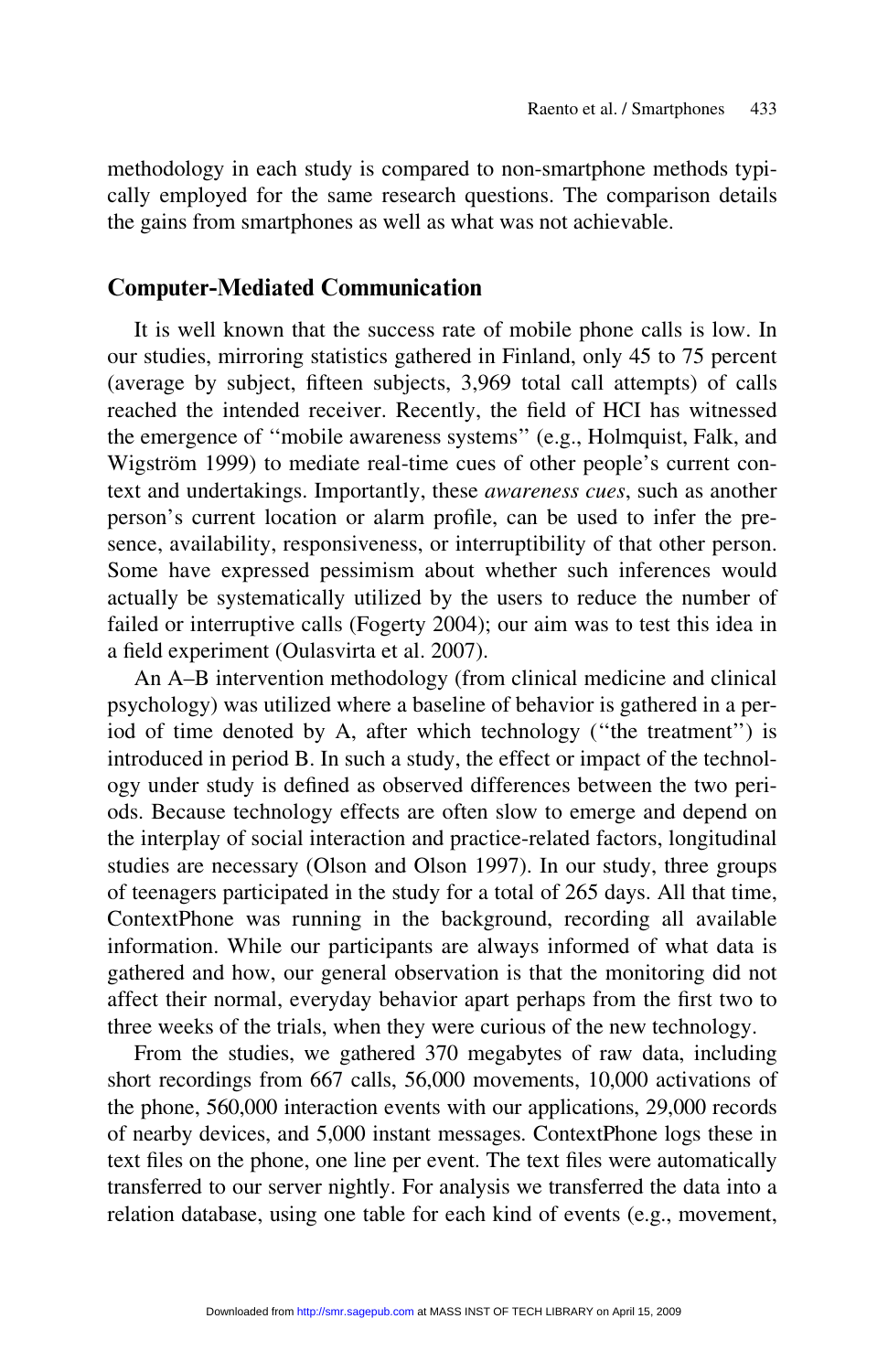methodology in each study is compared to non-smartphone methods typically employed for the same research questions. The comparison details the gains from smartphones as well as what was not achievable.

## Computer-Mediated Communication

It is well known that the success rate of mobile phone calls is low. In our studies, mirroring statistics gathered in Finland, only 45 to 75 percent (average by subject, fifteen subjects, 3,969 total call attempts) of calls reached the intended receiver. Recently, the field of HCI has witnessed the emergence of ''mobile awareness systems'' (e.g., Holmquist, Falk, and Wigström 1999) to mediate real-time cues of other people's current context and undertakings. Importantly, these *awareness cues*, such as another person's current location or alarm profile, can be used to infer the presence, availability, responsiveness, or interruptibility of that other person. Some have expressed pessimism about whether such inferences would actually be systematically utilized by the users to reduce the number of failed or interruptive calls (Fogerty 2004); our aim was to test this idea in a field experiment (Oulasvirta et al. 2007).

An A–B intervention methodology (from clinical medicine and clinical psychology) was utilized where a baseline of behavior is gathered in a period of time denoted by A, after which technology (''the treatment'') is introduced in period B. In such a study, the effect or impact of the technology under study is defined as observed differences between the two periods. Because technology effects are often slow to emerge and depend on the interplay of social interaction and practice-related factors, longitudinal studies are necessary (Olson and Olson 1997). In our study, three groups of teenagers participated in the study for a total of 265 days. All that time, ContextPhone was running in the background, recording all available information. While our participants are always informed of what data is gathered and how, our general observation is that the monitoring did not affect their normal, everyday behavior apart perhaps from the first two to three weeks of the trials, when they were curious of the new technology.

From the studies, we gathered 370 megabytes of raw data, including short recordings from 667 calls, 56,000 movements, 10,000 activations of the phone, 560,000 interaction events with our applications, 29,000 records of nearby devices, and 5,000 instant messages. ContextPhone logs these in text files on the phone, one line per event. The text files were automatically transferred to our server nightly. For analysis we transferred the data into a relation database, using one table for each kind of events (e.g., movement,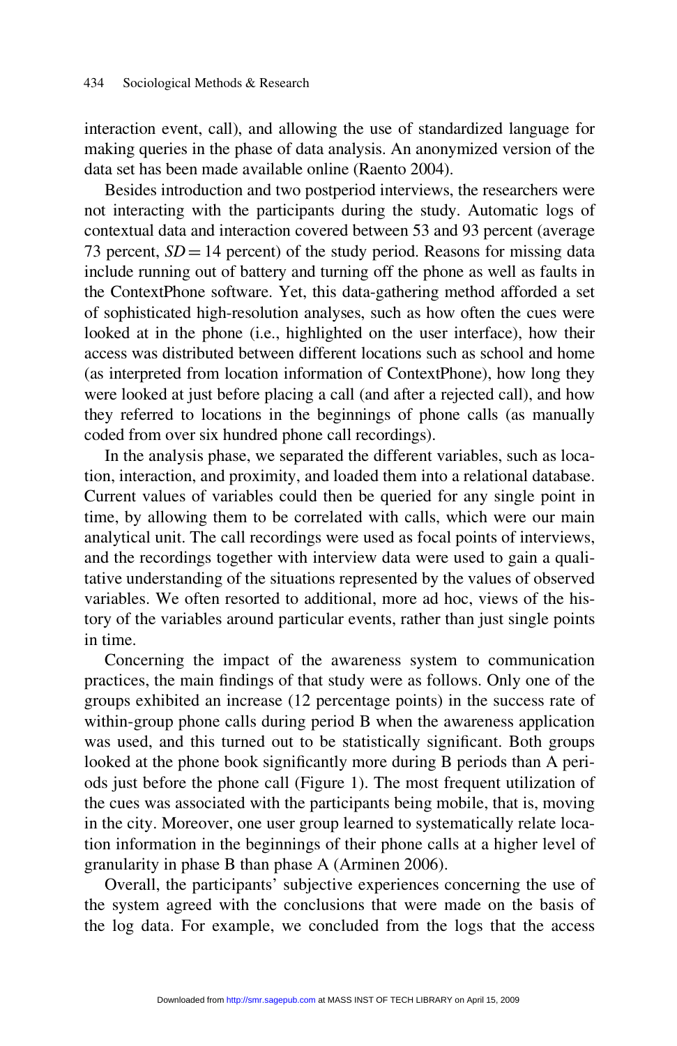interaction event, call), and allowing the use of standardized language for making queries in the phase of data analysis. An anonymized version of the data set has been made available online (Raento 2004).

Besides introduction and two postperiod interviews, the researchers were not interacting with the participants during the study. Automatic logs of contextual data and interaction covered between 53 and 93 percent (average 73 percent, $SD = 14$ percent) of the study period. Reasons for missing data include running out of battery and turning off the phone as well as faults in the ContextPhone software. Yet, this data-gathering method afforded a set of sophisticated high-resolution analyses, such as how often the cues were looked at in the phone (i.e., highlighted on the user interface), how their access was distributed between different locations such as school and home (as interpreted from location information of ContextPhone), how long they were looked at just before placing a call (and after a rejected call), and how they referred to locations in the beginnings of phone calls (as manually coded from over six hundred phone call recordings).

In the analysis phase, we separated the different variables, such as location, interaction, and proximity, and loaded them into a relational database. Current values of variables could then be queried for any single point in time, by allowing them to be correlated with calls, which were our main analytical unit. The call recordings were used as focal points of interviews, and the recordings together with interview data were used to gain a qualitative understanding of the situations represented by the values of observed variables. We often resorted to additional, more ad hoc, views of the history of the variables around particular events, rather than just single points in time.

Concerning the impact of the awareness system to communication practices, the main findings of that study were as follows. Only one of the groups exhibited an increase (12 percentage points) in the success rate of within-group phone calls during period B when the awareness application was used, and this turned out to be statistically significant. Both groups looked at the phone book significantly more during B periods than A periods just before the phone call (Figure 1). The most frequent utilization of the cues was associated with the participants being mobile, that is, moving in the city. Moreover, one user group learned to systematically relate location information in the beginnings of their phone calls at a higher level of granularity in phase B than phase A (Arminen 2006).

Overall, the participants' subjective experiences concerning the use of the system agreed with the conclusions that were made on the basis of the log data. For example, we concluded from the logs that the access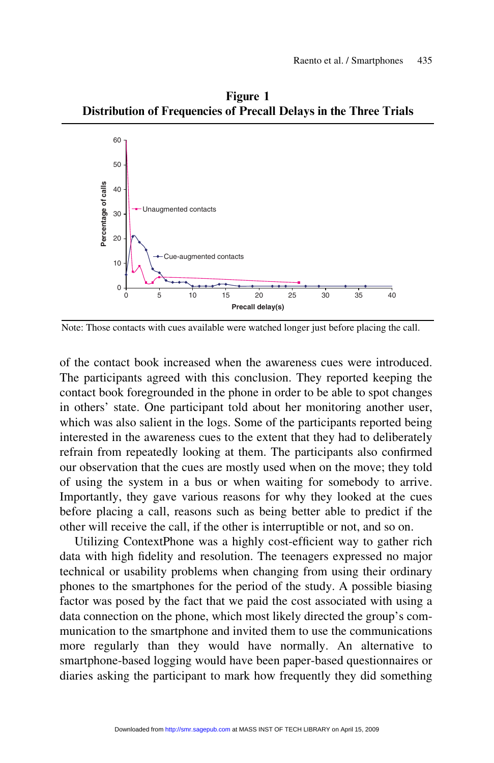**Figure 1**
**Distribution of Frequencies of Precall Delays in the Three Trials**

60
50
40
30
20
10
0
Percentage of calls
Unaugmented contacts
Cue-augmented contacts
0 5 10 15 20 25 30 35 40
Precall delay(s)

Note: Those contacts with cues available were watched longer just before placing the call.

of the contact book increased when the awareness cues were introduced. The participants agreed with this conclusion. They reported keeping the contact book foregrounded in the phone in order to be able to spot changes in others' state. One participant told about her monitoring another user, which was also salient in the logs. Some of the participants reported being interested in the awareness cues to the extent that they had to deliberately refrain from repeatedly looking at them. The participants also confirmed our observation that the cues are mostly used when on the move; they told of using the system in a bus or when waiting for somebody to arrive. Importantly, they gave various reasons for why they looked at the cues before placing a call, reasons such as being better able to predict if the other will receive the call, if the other is interruptible or not, and so on.

Utilizing ContextPhone was a highly cost-efficient way to gather rich data with high fidelity and resolution. The teenagers expressed no major technical or usability problems when changing from using their ordinary phones to the smartphones for the period of the study. A possible biasing factor was posed by the fact that we paid the cost associated with using a data connection on the phone, which most likely directed the group's communication to the smartphone and invited them to use the communications more regularly than they would have normally. An alternative to smartphone-based logging would have been paper-based questionnaires or diaries asking the participant to mark how frequently they did something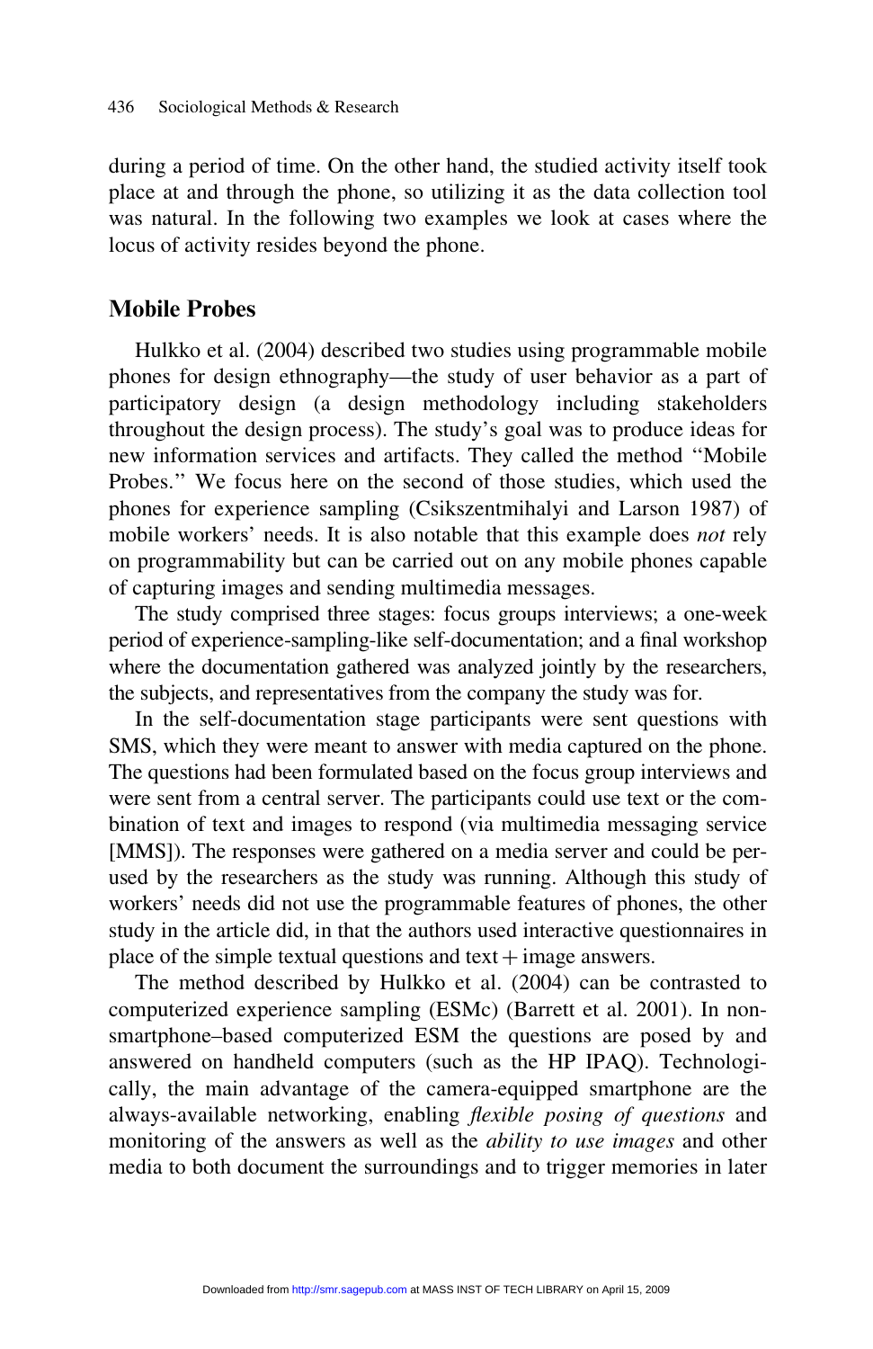during a period of time. On the other hand, the studied activity itself took place at and through the phone, so utilizing it as the data collection tool was natural. In the following two examples we look at cases where the locus of activity resides beyond the phone.

## Mobile Probes

Hulkko et al. (2004) described two studies using programmable mobile phones for design ethnography—the study of user behavior as a part of participatory design (a design methodology including stakeholders throughout the design process). The study's goal was to produce ideas for new information services and artifacts. They called the method ''Mobile Probes.'' We focus here on the second of those studies, which used the phones for experience sampling (Csikszentmihalyi and Larson 1987) of mobile workers' needs. It is also notable that this example does *not* rely on programmability but can be carried out on any mobile phones capable of capturing images and sending multimedia messages.

The study comprised three stages: focus groups interviews; a one-week period of experience-sampling-like self-documentation; and a final workshop where the documentation gathered was analyzed jointly by the researchers, the subjects, and representatives from the company the study was for.

In the self-documentation stage participants were sent questions with SMS, which they were meant to answer with media captured on the phone. The questions had been formulated based on the focus group interviews and were sent from a central server. The participants could use text or the combination of text and images to respond (via multimedia messaging service [MMS]). The responses were gathered on a media server and could be perused by the researchers as the study was running. Although this study of workers' needs did not use the programmable features of phones, the other study in the article did, in that the authors used interactive questionnaires in place of the simple textual questions and text + image answers.

The method described by Hulkko et al. (2004) can be contrasted to computerized experience sampling (ESMc) (Barrett et al. 2001). In non-smartphone–based computerized ESM the questions are posed by and answered on handheld computers (such as the HP IPAQ). Technologically, the main advantage of the camera-equipped smartphone are the always-available networking, enabling *flexible posing of questions* and monitoring of the answers as well as the *ability to use images* and other media to both document the surroundings and to trigger memories in later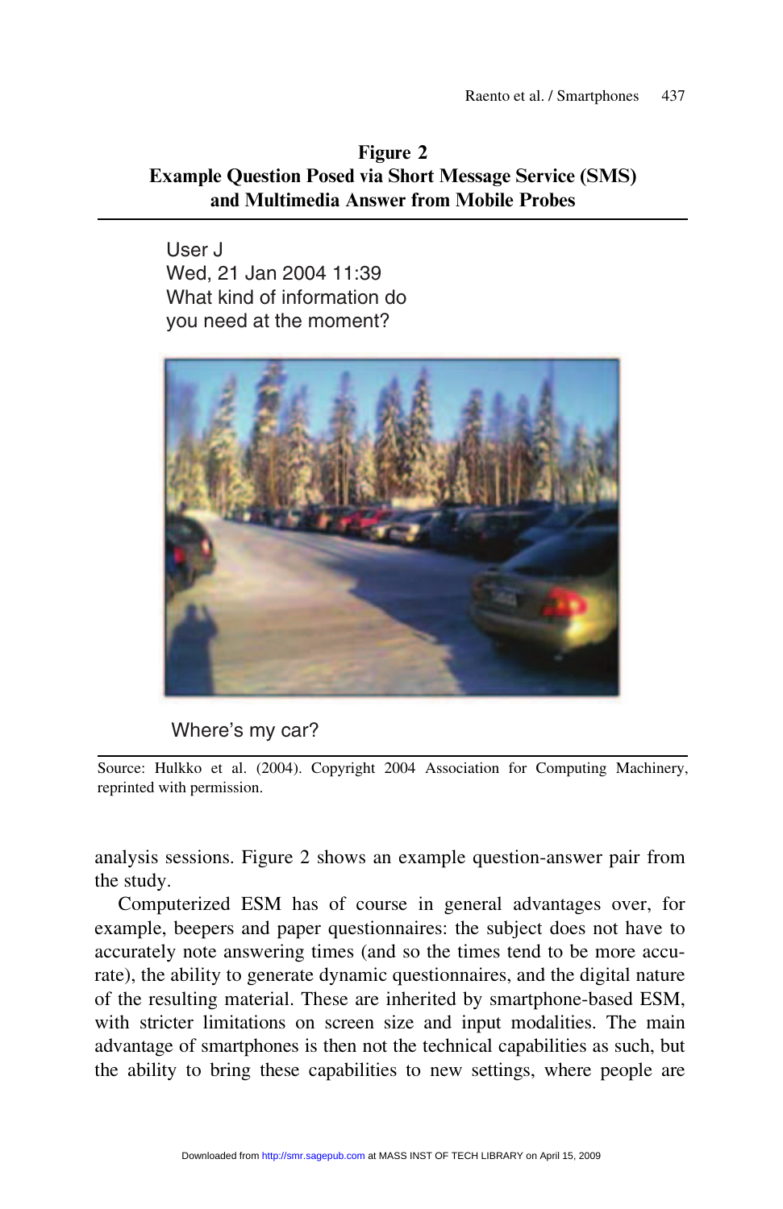**Figure 2**
**Example Question Posed via Short Message Service (SMS) and Multimedia Answer from Mobile Probes**

User J
Wed, 21 Jan 2004 11:39
What kind of information do you need at the moment?

Where's my car?

Source: Hulkko et al. (2004). Copyright 2004 Association for Computing Machinery, reprinted with permission.

analysis sessions. Figure 2 shows an example question-answer pair from the study.

Computerized ESM has of course in general advantages over, for example, beepers and paper questionnaires: the subject does not have to accurately note answering times (and so the times tend to be more accurate), the ability to generate dynamic questionnaires, and the digital nature of the resulting material. These are inherited by smartphone-based ESM, with stricter limitations on screen size and input modalities. The main advantage of smartphones is then not the technical capabilities as such, but the ability to bring these capabilities to new settings, where people are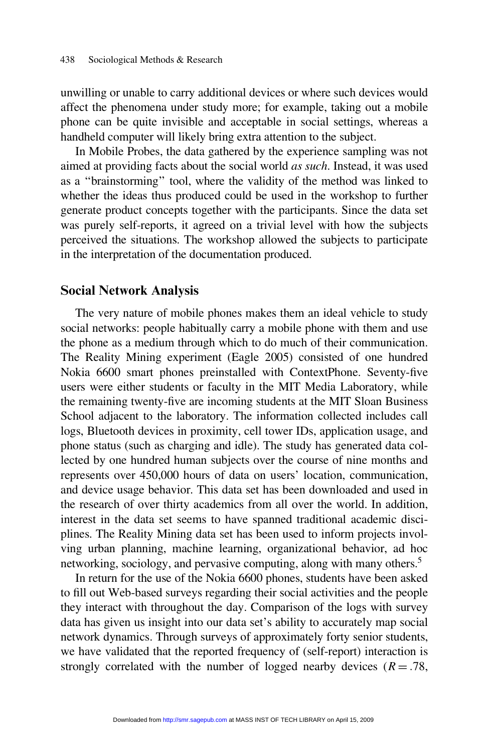unwilling or unable to carry additional devices or where such devices would affect the phenomena under study more; for example, taking out a mobile phone can be quite invisible and acceptable in social settings, whereas a handheld computer will likely bring extra attention to the subject.

In Mobile Probes, the data gathered by the experience sampling was not aimed at providing facts about the social world *as such*. Instead, it was used as a "brainstorming" tool, where the validity of the method was linked to whether the ideas thus produced could be used in the workshop to further generate product concepts together with the participants. Since the data set was purely self-reports, it agreed on a trivial level with how the subjects perceived the situations. The workshop allowed the subjects to participate in the interpretation of the documentation produced.

## Social Network Analysis

The very nature of mobile phones makes them an ideal vehicle to study social networks: people habitually carry a mobile phone with them and use the phone as a medium through which to do much of their communication. The Reality Mining experiment (Eagle 2005) consisted of one hundred Nokia 6600 smart phones preinstalled with ContextPhone. Seventy-five users were either students or faculty in the MIT Media Laboratory, while the remaining twenty-five are incoming students at the MIT Sloan Business School adjacent to the laboratory. The information collected includes call logs, Bluetooth devices in proximity, cell tower IDs, application usage, and phone status (such as charging and idle). The study has generated data collected by one hundred human subjects over the course of nine months and represents over 450,000 hours of data on users' location, communication, and device usage behavior. This data set has been downloaded and used in the research of over thirty academics from all over the world. In addition, interest in the data set seems to have spanned traditional academic disciplines. The Reality Mining data set has been used to inform projects involving urban planning, machine learning, organizational behavior, ad hoc networking, sociology, and pervasive computing, along with many others.[5]

In return for the use of the Nokia 6600 phones, students have been asked to fill out Web-based surveys regarding their social activities and the people they interact with throughout the day. Comparison of the logs with survey data has given us insight into our data set's ability to accurately map social network dynamics. Through surveys of approximately forty senior students, we have validated that the reported frequency of (self-report) interaction is strongly correlated with the number of logged nearby devices ($R = .78$,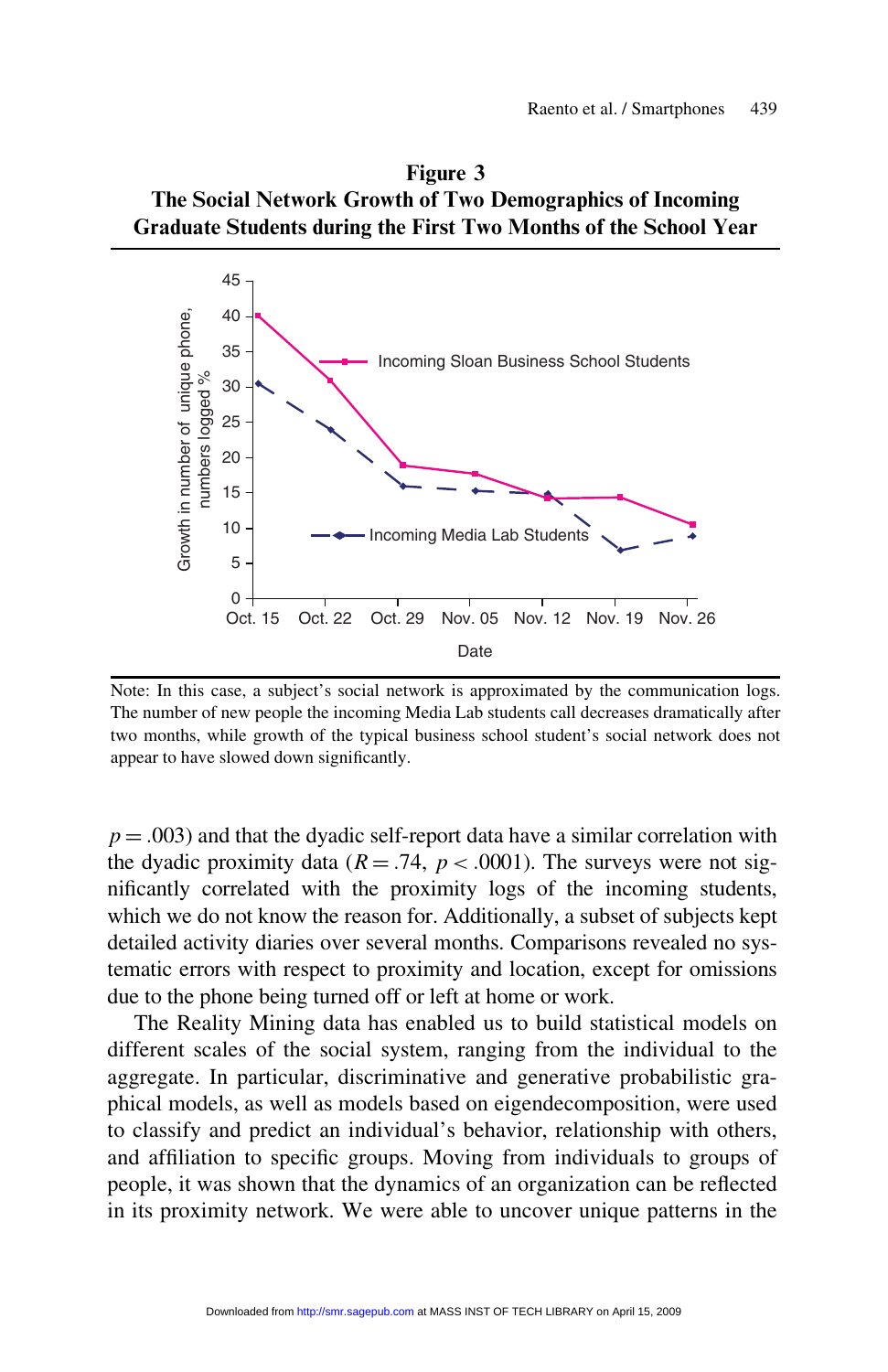**Figure 3**
**The Social Network Growth of Two Demographics of Incoming Graduate Students during the First Two Months of the School Year**

Growth in number of unique phone, numbers logged %

45
40
35
30
25
20
15
10
5
0

Incoming Sloan Business School Students

Incoming Media Lab Students

Oct. 15 Oct. 22 Oct. 29 Nov. 05 Nov. 12 Nov. 19 Nov. 26

Date

Note: In this case, a subject's social network is approximated by the communication logs. The number of new people the incoming Media Lab students call decreases dramatically after two months, while growth of the typical business school student's social network does not appear to have slowed down significantly.

$p = .003$) and that the dyadic self-report data have a similar correlation with the dyadic proximity data ($R = .74$, $p < .0001$). The surveys were not significantly correlated with the proximity logs of the incoming students, which we do not know the reason for. Additionally, a subset of subjects kept detailed activity diaries over several months. Comparisons revealed no systematic errors with respect to proximity and location, except for omissions due to the phone being turned off or left at home or work.

The Reality Mining data has enabled us to build statistical models on different scales of the social system, ranging from the individual to the aggregate. In particular, discriminative and generative probabilistic graphical models, as well as models based on eigendecomposition, were used to classify and predict an individual's behavior, relationship with others, and affiliation to specific groups. Moving from individuals to groups of people, it was shown that the dynamics of an organization can be reflected in its proximity network. We were able to uncover unique patterns in the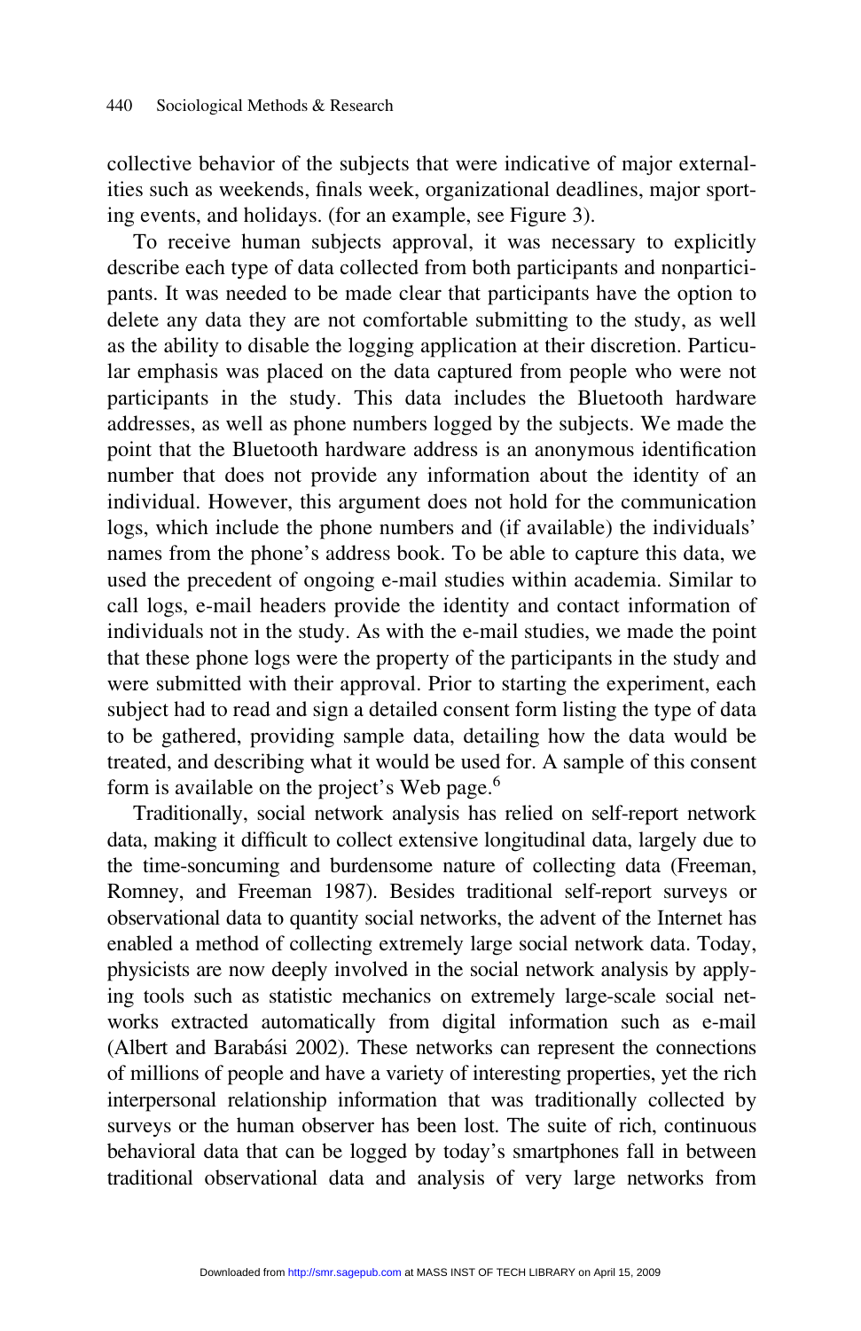collective behavior of the subjects that were indicative of major externalities such as weekends, finals week, organizational deadlines, major sporting events, and holidays. (for an example, see Figure 3).

To receive human subjects approval, it was necessary to explicitly describe each type of data collected from both participants and nonparticipants. It was needed to be made clear that participants have the option to delete any data they are not comfortable submitting to the study, as well as the ability to disable the logging application at their discretion. Particular emphasis was placed on the data captured from people who were not participants in the study. This data includes the Bluetooth hardware addresses, as well as phone numbers logged by the subjects. We made the point that the Bluetooth hardware address is an anonymous identification number that does not provide any information about the identity of an individual. However, this argument does not hold for the communication logs, which include the phone numbers and (if available) the individuals' names from the phone's address book. To be able to capture this data, we used the precedent of ongoing e-mail studies within academia. Similar to call logs, e-mail headers provide the identity and contact information of individuals not in the study. As with the e-mail studies, we made the point that these phone logs were the property of the participants in the study and were submitted with their approval. Prior to starting the experiment, each subject had to read and sign a detailed consent form listing the type of data to be gathered, providing sample data, detailing how the data would be treated, and describing what it would be used for. A sample of this consent form is available on the project's Web page.[6]

Traditionally, social network analysis has relied on self-report network data, making it difficult to collect extensive longitudinal data, largely due to the time-soncuming and burdensome nature of collecting data (Freeman, Romney, and Freeman 1987). Besides traditional self-report surveys or observational data to quantity social networks, the advent of the Internet has enabled a method of collecting extremely large social network data. Today, physicists are now deeply involved in the social network analysis by applying tools such as statistic mechanics on extremely large-scale social networks extracted automatically from digital information such as e-mail (Albert and Barabási 2002). These networks can represent the connections of millions of people and have a variety of interesting properties, yet the rich interpersonal relationship information that was traditionally collected by surveys or the human observer has been lost. The suite of rich, continuous behavioral data that can be logged by today's smartphones fall in between traditional observational data and analysis of very large networks from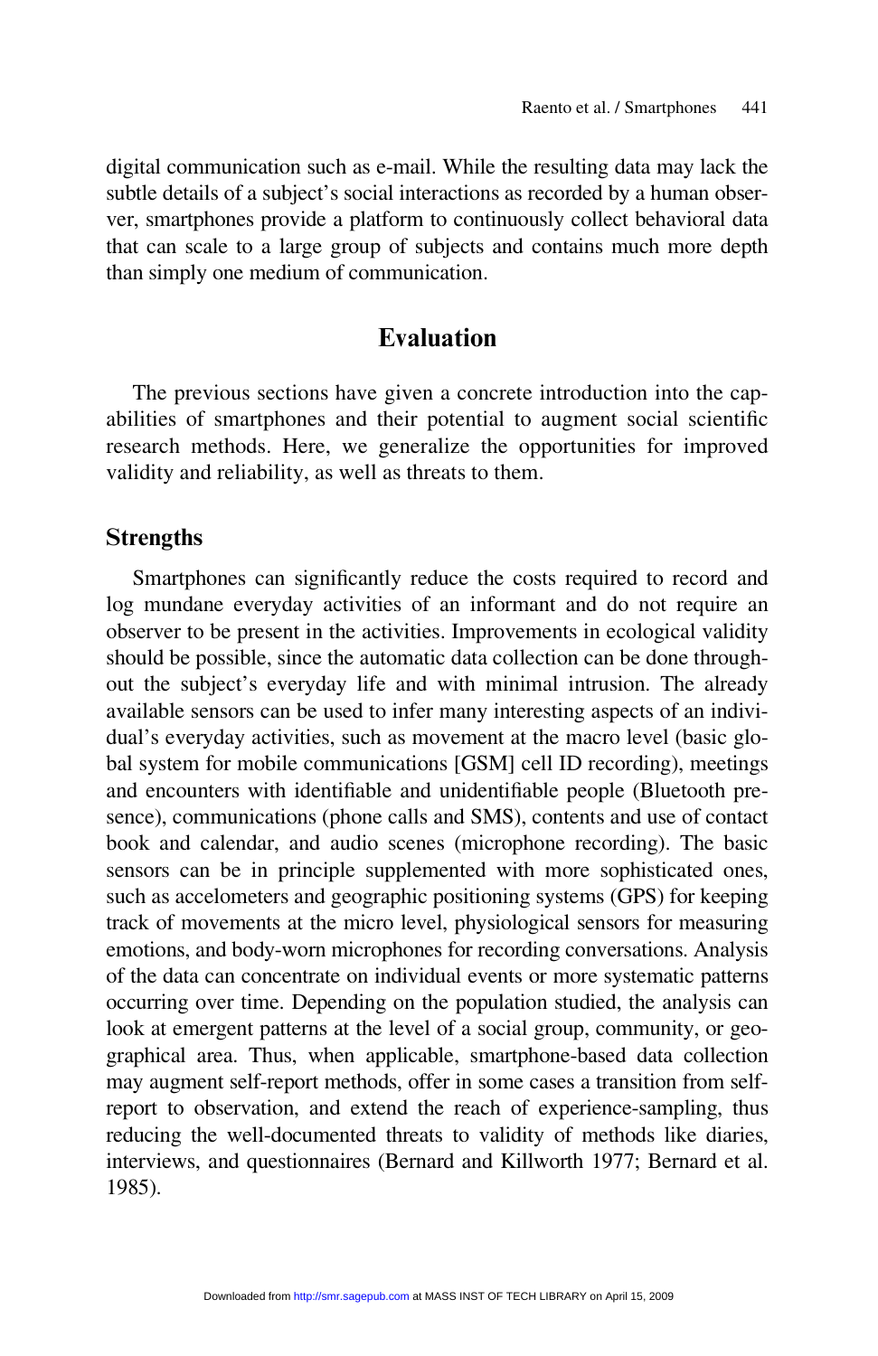digital communication such as e-mail. While the resulting data may lack the subtle details of a subject's social interactions as recorded by a human observer, smartphones provide a platform to continuously collect behavioral data that can scale to a large group of subjects and contains much more depth than simply one medium of communication.

## Evaluation

The previous sections have given a concrete introduction into the capabilities of smartphones and their potential to augment social scientific research methods. Here, we generalize the opportunities for improved validity and reliability, as well as threats to them.

### Strengths

Smartphones can significantly reduce the costs required to record and log mundane everyday activities of an informant and do not require an observer to be present in the activities. Improvements in ecological validity should be possible, since the automatic data collection can be done throughout the subject's everyday life and with minimal intrusion. The already available sensors can be used to infer many interesting aspects of an individual's everyday activities, such as movement at the macro level (basic global system for mobile communications [GSM] cell ID recording), meetings and encounters with identifiable and unidentifiable people (Bluetooth presence), communications (phone calls and SMS), contents and use of contact book and calendar, and audio scenes (microphone recording). The basic sensors can be in principle supplemented with more sophisticated ones, such as accelometers and geographic positioning systems (GPS) for keeping track of movements at the micro level, physiological sensors for measuring emotions, and body-worn microphones for recording conversations. Analysis of the data can concentrate on individual events or more systematic patterns occurring over time. Depending on the population studied, the analysis can look at emergent patterns at the level of a social group, community, or geographical area. Thus, when applicable, smartphone-based data collection may augment self-report methods, offer in some cases a transition from self-report to observation, and extend the reach of experience-sampling, thus reducing the well-documented threats to validity of methods like diaries, interviews, and questionnaires (Bernard and Killworth 1977; Bernard et al. 1985).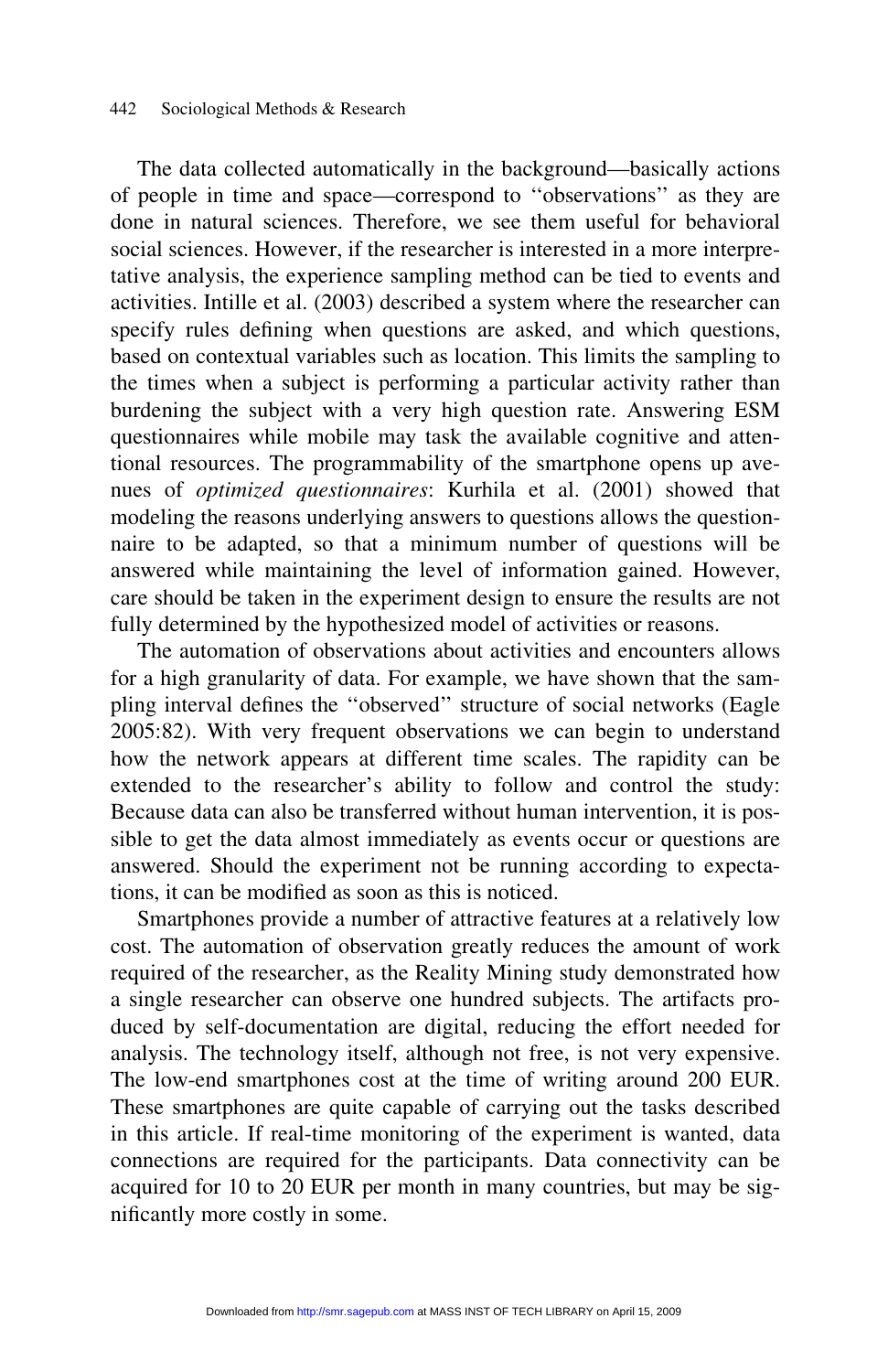The data collected automatically in the background—basically actions of people in time and space—correspond to ''observations'' as they are done in natural sciences. Therefore, we see them useful for behavioral social sciences. However, if the researcher is interested in a more interpretative analysis, the experience sampling method can be tied to events and activities. Intille et al. (2003) described a system where the researcher can specify rules defining when questions are asked, and which questions, based on contextual variables such as location. This limits the sampling to the times when a subject is performing a particular activity rather than burdening the subject with a very high question rate. Answering ESM questionnaires while mobile may task the available cognitive and attentional resources. The programmability of the smartphone opens up avenues of *optimized questionnaires*: Kurhila et al. (2001) showed that modeling the reasons underlying answers to questions allows the questionnaire to be adapted, so that a minimum number of questions will be answered while maintaining the level of information gained. However, care should be taken in the experiment design to ensure the results are not fully determined by the hypothesized model of activities or reasons.

The automation of observations about activities and encounters allows for a high granularity of data. For example, we have shown that the sampling interval defines the ''observed'' structure of social networks (Eagle 2005:82). With very frequent observations we can begin to understand how the network appears at different time scales. The rapidity can be extended to the researcher's ability to follow and control the study: Because data can also be transferred without human intervention, it is possible to get the data almost immediately as events occur or questions are answered. Should the experiment not be running according to expectations, it can be modified as soon as this is noticed.

Smartphones provide a number of attractive features at a relatively low cost. The automation of observation greatly reduces the amount of work required of the researcher, as the Reality Mining study demonstrated how a single researcher can observe one hundred subjects. The artifacts produced by self-documentation are digital, reducing the effort needed for analysis. The technology itself, although not free, is not very expensive. The low-end smartphones cost at the time of writing around 200 EUR. These smartphones are quite capable of carrying out the tasks described in this article. If real-time monitoring of the experiment is wanted, data connections are required for the participants. Data connectivity can be acquired for 10 to 20 EUR per month in many countries, but may be significantly more costly in some.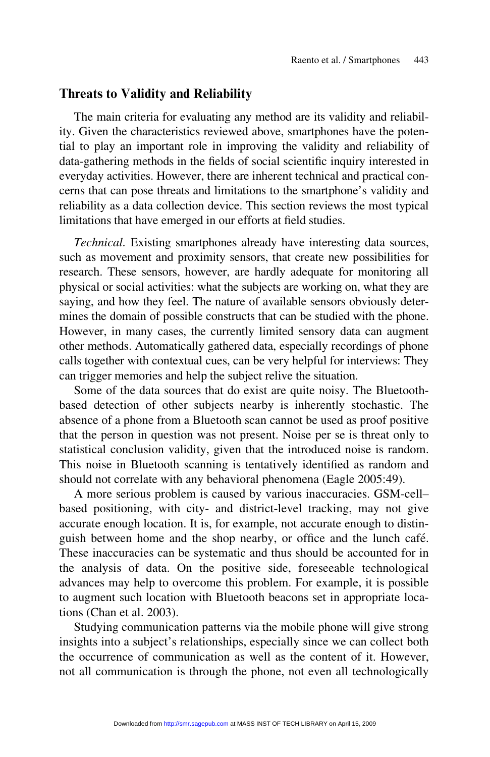## Threats to Validity and Reliability

The main criteria for evaluating any method are its validity and reliability. Given the characteristics reviewed above, smartphones have the potential to play an important role in improving the validity and reliability of data-gathering methods in the fields of social scientific inquiry interested in everyday activities. However, there are inherent technical and practical concerns that can pose threats and limitations to the smartphone's validity and reliability as a data collection device. This section reviews the most typical limitations that have emerged in our efforts at field studies.

*Technical.* Existing smartphones already have interesting data sources, such as movement and proximity sensors, that create new possibilities for research. These sensors, however, are hardly adequate for monitoring all physical or social activities: what the subjects are working on, what they are saying, and how they feel. The nature of available sensors obviously determines the domain of possible constructs that can be studied with the phone. However, in many cases, the currently limited sensory data can augment other methods. Automatically gathered data, especially recordings of phone calls together with contextual cues, can be very helpful for interviews: They can trigger memories and help the subject relive the situation.

Some of the data sources that do exist are quite noisy. The Bluetooth-based detection of other subjects nearby is inherently stochastic. The absence of a phone from a Bluetooth scan cannot be used as proof positive that the person in question was not present. Noise per se is threat only to statistical conclusion validity, given that the introduced noise is random. This noise in Bluetooth scanning is tentatively identified as random and should not correlate with any behavioral phenomena (Eagle 2005:49).

A more serious problem is caused by various inaccuracies. GSM-cell–based positioning, with city- and district-level tracking, may not give accurate enough location. It is, for example, not accurate enough to distinguish between home and the shop nearby, or office and the lunch café. These inaccuracies can be systematic and thus should be accounted for in the analysis of data. On the positive side, foreseeable technological advances may help to overcome this problem. For example, it is possible to augment such location with Bluetooth beacons set in appropriate locations (Chan et al. 2003).

Studying communication patterns via the mobile phone will give strong insights into a subject's relationships, especially since we can collect both the occurrence of communication as well as the content of it. However, not all communication is through the phone, not even all technologically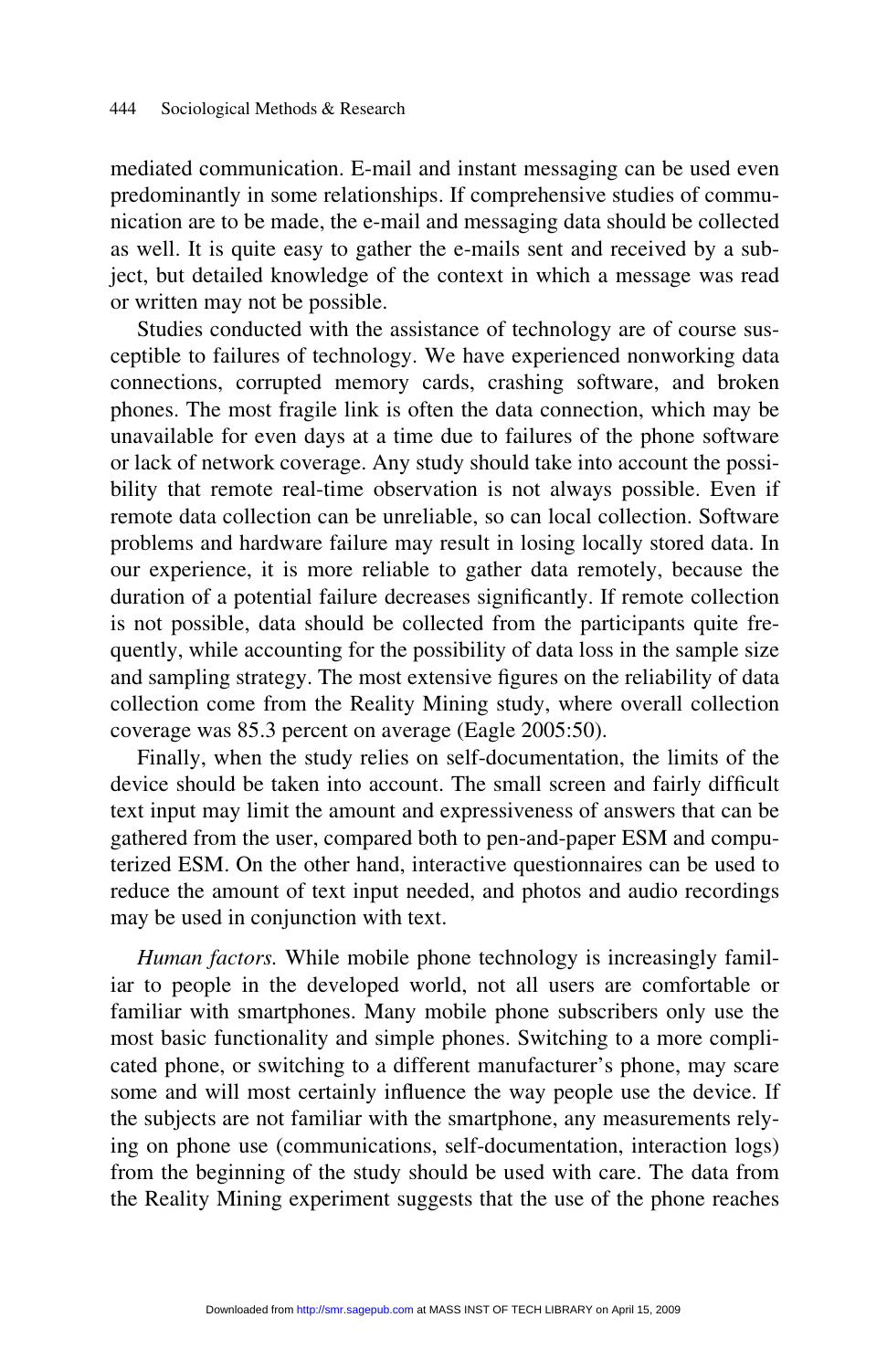mediated communication. E-mail and instant messaging can be used even predominantly in some relationships. If comprehensive studies of communication are to be made, the e-mail and messaging data should be collected as well. It is quite easy to gather the e-mails sent and received by a subject, but detailed knowledge of the context in which a message was read or written may not be possible.

Studies conducted with the assistance of technology are of course susceptible to failures of technology. We have experienced nonworking data connections, corrupted memory cards, crashing software, and broken phones. The most fragile link is often the data connection, which may be unavailable for even days at a time due to failures of the phone software or lack of network coverage. Any study should take into account the possibility that remote real-time observation is not always possible. Even if remote data collection can be unreliable, so can local collection. Software problems and hardware failure may result in losing locally stored data. In our experience, it is more reliable to gather data remotely, because the duration of a potential failure decreases significantly. If remote collection is not possible, data should be collected from the participants quite frequently, while accounting for the possibility of data loss in the sample size and sampling strategy. The most extensive figures on the reliability of data collection come from the Reality Mining study, where overall collection coverage was 85.3 percent on average (Eagle 2005:50).

Finally, when the study relies on self-documentation, the limits of the device should be taken into account. The small screen and fairly difficult text input may limit the amount and expressiveness of answers that can be gathered from the user, compared both to pen-and-paper ESM and computerized ESM. On the other hand, interactive questionnaires can be used to reduce the amount of text input needed, and photos and audio recordings may be used in conjunction with text.

*Human factors.* While mobile phone technology is increasingly familiar to people in the developed world, not all users are comfortable or familiar with smartphones. Many mobile phone subscribers only use the most basic functionality and simple phones. Switching to a more complicated phone, or switching to a different manufacturer's phone, may scare some and will most certainly influence the way people use the device. If the subjects are not familiar with the smartphone, any measurements relying on phone use (communications, self-documentation, interaction logs) from the beginning of the study should be used with care. The data from the Reality Mining experiment suggests that the use of the phone reaches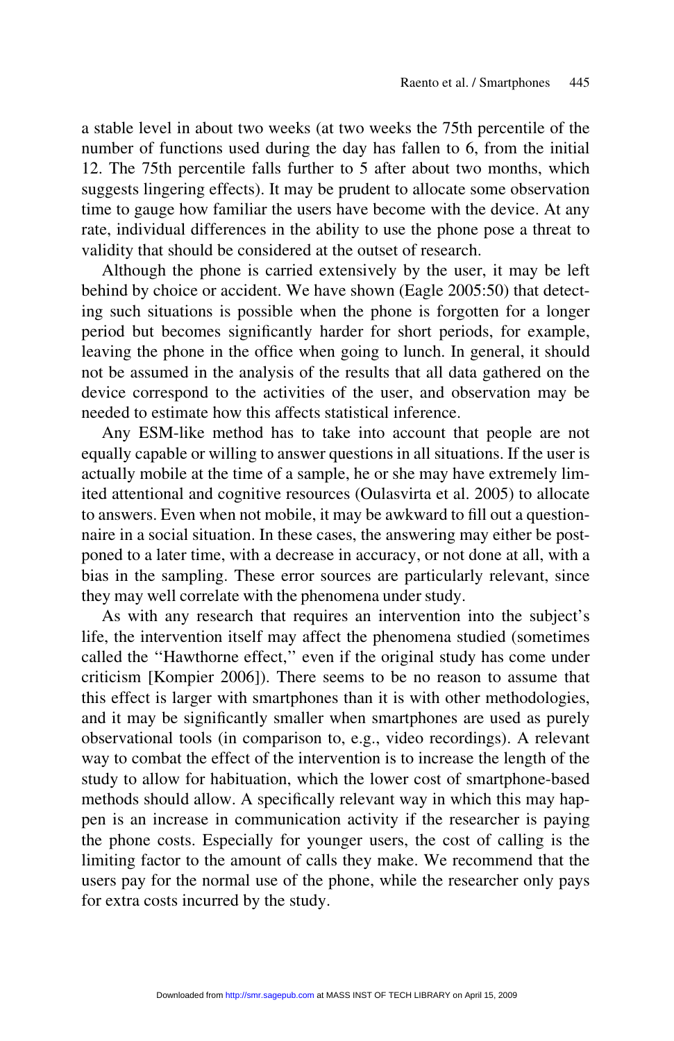a stable level in about two weeks (at two weeks the 75th percentile of the number of functions used during the day has fallen to 6, from the initial 12. The 75th percentile falls further to 5 after about two months, which suggests lingering effects). It may be prudent to allocate some observation time to gauge how familiar the users have become with the device. At any rate, individual differences in the ability to use the phone pose a threat to validity that should be considered at the outset of research.

Although the phone is carried extensively by the user, it may be left behind by choice or accident. We have shown (Eagle 2005:50) that detecting such situations is possible when the phone is forgotten for a longer period but becomes significantly harder for short periods, for example, leaving the phone in the office when going to lunch. In general, it should not be assumed in the analysis of the results that all data gathered on the device correspond to the activities of the user, and observation may be needed to estimate how this affects statistical inference.

Any ESM-like method has to take into account that people are not equally capable or willing to answer questions in all situations. If the user is actually mobile at the time of a sample, he or she may have extremely limited attentional and cognitive resources (Oulasvirta et al. 2005) to allocate to answers. Even when not mobile, it may be awkward to fill out a questionnaire in a social situation. In these cases, the answering may either be postponed to a later time, with a decrease in accuracy, or not done at all, with a bias in the sampling. These error sources are particularly relevant, since they may well correlate with the phenomena under study.

As with any research that requires an intervention into the subject's life, the intervention itself may affect the phenomena studied (sometimes called the "Hawthorne effect," even if the original study has come under criticism [Kompier 2006]). There seems to be no reason to assume that this effect is larger with smartphones than it is with other methodologies, and it may be significantly smaller when smartphones are used as purely observational tools (in comparison to, e.g., video recordings). A relevant way to combat the effect of the intervention is to increase the length of the study to allow for habituation, which the lower cost of smartphone-based methods should allow. A specifically relevant way in which this may happen is an increase in communication activity if the researcher is paying the phone costs. Especially for younger users, the cost of calling is the limiting factor to the amount of calls they make. We recommend that the users pay for the normal use of the phone, while the researcher only pays for extra costs incurred by the study.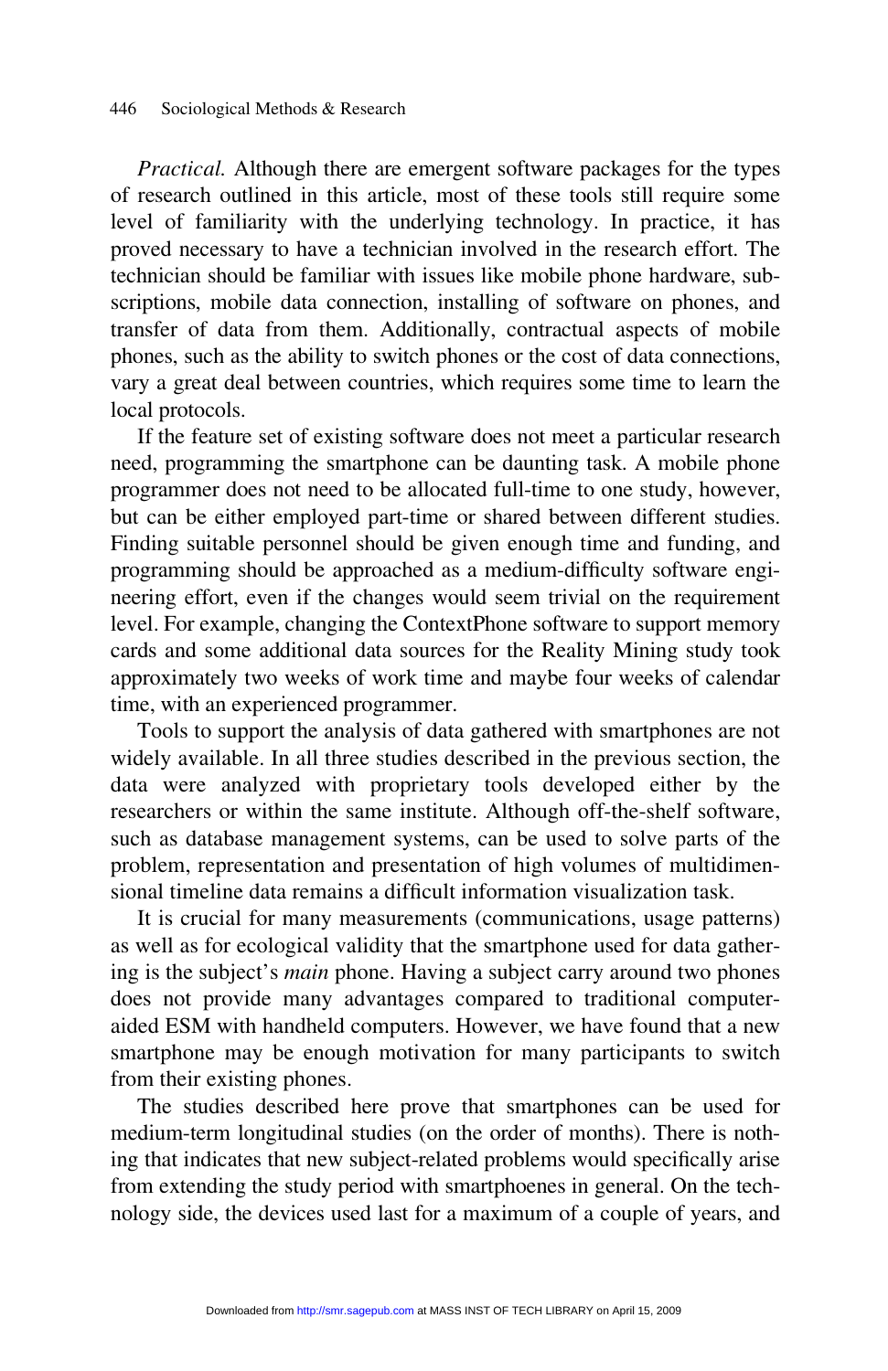*Practical.* Although there are emergent software packages for the types of research outlined in this article, most of these tools still require some level of familiarity with the underlying technology. In practice, it has proved necessary to have a technician involved in the research effort. The technician should be familiar with issues like mobile phone hardware, subscriptions, mobile data connection, installing of software on phones, and transfer of data from them. Additionally, contractual aspects of mobile phones, such as the ability to switch phones or the cost of data connections, vary a great deal between countries, which requires some time to learn the local protocols.

If the feature set of existing software does not meet a particular research need, programming the smartphone can be daunting task. A mobile phone programmer does not need to be allocated full-time to one study, however, but can be either employed part-time or shared between different studies. Finding suitable personnel should be given enough time and funding, and programming should be approached as a medium-difficulty software engineering effort, even if the changes would seem trivial on the requirement level. For example, changing the ContextPhone software to support memory cards and some additional data sources for the Reality Mining study took approximately two weeks of work time and maybe four weeks of calendar time, with an experienced programmer.

Tools to support the analysis of data gathered with smartphones are not widely available. In all three studies described in the previous section, the data were analyzed with proprietary tools developed either by the researchers or within the same institute. Although off-the-shelf software, such as database management systems, can be used to solve parts of the problem, representation and presentation of high volumes of multidimensional timeline data remains a difficult information visualization task.

It is crucial for many measurements (communications, usage patterns) as well as for ecological validity that the smartphone used for data gathering is the subject's *main* phone. Having a subject carry around two phones does not provide many advantages compared to traditional computer-aided ESM with handheld computers. However, we have found that a new smartphone may be enough motivation for many participants to switch from their existing phones.

The studies described here prove that smartphones can be used for medium-term longitudinal studies (on the order of months). There is nothing that indicates that new subject-related problems would specifically arise from extending the study period with smartphoenes in general. On the technology side, the devices used last for a maximum of a couple of years, and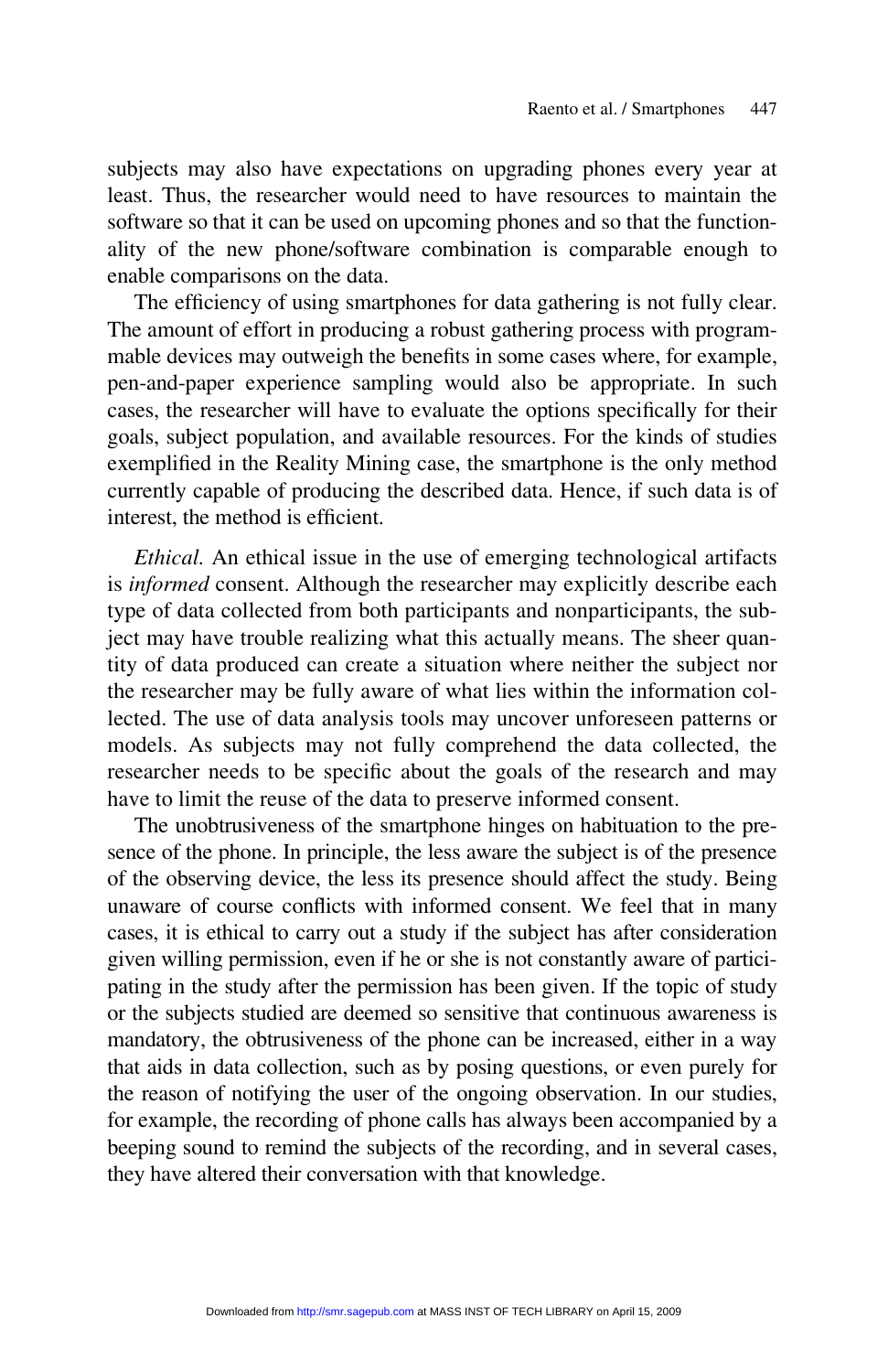subjects may also have expectations on upgrading phones every year at least. Thus, the researcher would need to have resources to maintain the software so that it can be used on upcoming phones and so that the functionality of the new phone/software combination is comparable enough to enable comparisons on the data.

The efficiency of using smartphones for data gathering is not fully clear. The amount of effort in producing a robust gathering process with programmable devices may outweigh the benefits in some cases where, for example, pen-and-paper experience sampling would also be appropriate. In such cases, the researcher will have to evaluate the options specifically for their goals, subject population, and available resources. For the kinds of studies exemplified in the Reality Mining case, the smartphone is the only method currently capable of producing the described data. Hence, if such data is of interest, the method is efficient.

*Ethical.* An ethical issue in the use of emerging technological artifacts is *informed* consent. Although the researcher may explicitly describe each type of data collected from both participants and nonparticipants, the subject may have trouble realizing what this actually means. The sheer quantity of data produced can create a situation where neither the subject nor the researcher may be fully aware of what lies within the information collected. The use of data analysis tools may uncover unforeseen patterns or models. As subjects may not fully comprehend the data collected, the researcher needs to be specific about the goals of the research and may have to limit the reuse of the data to preserve informed consent.

The unobtrusiveness of the smartphone hinges on habituation to the presence of the phone. In principle, the less aware the subject is of the presence of the observing device, the less its presence should affect the study. Being unaware of course conflicts with informed consent. We feel that in many cases, it is ethical to carry out a study if the subject has after consideration given willing permission, even if he or she is not constantly aware of participating in the study after the permission has been given. If the topic of study or the subjects studied are deemed so sensitive that continuous awareness is mandatory, the obtrusiveness of the phone can be increased, either in a way that aids in data collection, such as by posing questions, or even purely for the reason of notifying the user of the ongoing observation. In our studies, for example, the recording of phone calls has always been accompanied by a beeping sound to remind the subjects of the recording, and in several cases, they have altered their conversation with that knowledge.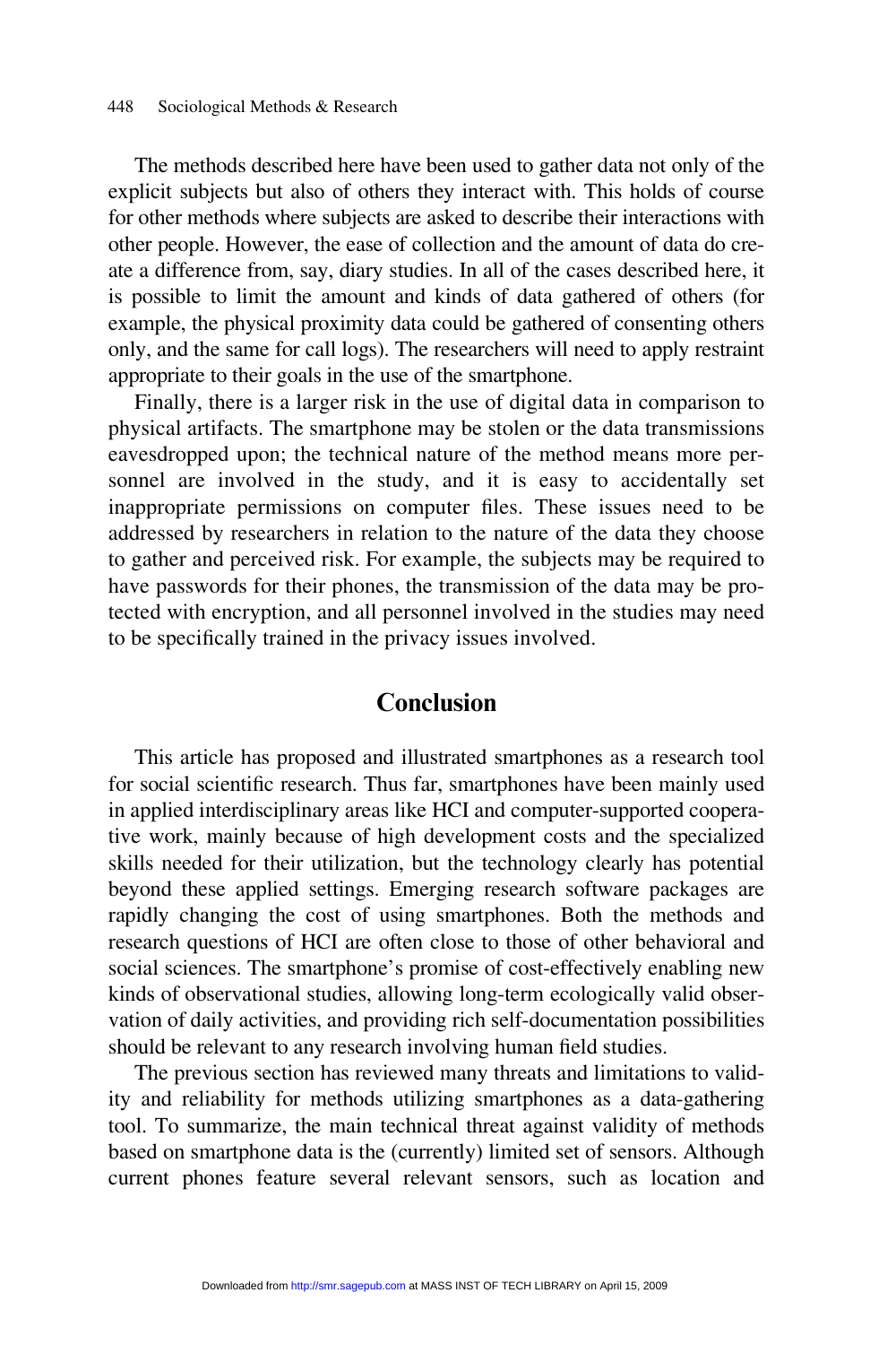The methods described here have been used to gather data not only of the explicit subjects but also of others they interact with. This holds of course for other methods where subjects are asked to describe their interactions with other people. However, the ease of collection and the amount of data do create a difference from, say, diary studies. In all of the cases described here, it is possible to limit the amount and kinds of data gathered of others (for example, the physical proximity data could be gathered of consenting others only, and the same for call logs). The researchers will need to apply restraint appropriate to their goals in the use of the smartphone.

Finally, there is a larger risk in the use of digital data in comparison to physical artifacts. The smartphone may be stolen or the data transmissions eavesdropped upon; the technical nature of the method means more personnel are involved in the study, and it is easy to accidentally set inappropriate permissions on computer files. These issues need to be addressed by researchers in relation to the nature of the data they choose to gather and perceived risk. For example, the subjects may be required to have passwords for their phones, the transmission of the data may be protected with encryption, and all personnel involved in the studies may need to be specifically trained in the privacy issues involved.

## Conclusion

This article has proposed and illustrated smartphones as a research tool for social scientific research. Thus far, smartphones have been mainly used in applied interdisciplinary areas like HCI and computer-supported cooperative work, mainly because of high development costs and the specialized skills needed for their utilization, but the technology clearly has potential beyond these applied settings. Emerging research software packages are rapidly changing the cost of using smartphones. Both the methods and research questions of HCI are often close to those of other behavioral and social sciences. The smartphone's promise of cost-effectively enabling new kinds of observational studies, allowing long-term ecologically valid observation of daily activities, and providing rich self-documentation possibilities should be relevant to any research involving human field studies.

The previous section has reviewed many threats and limitations to validity and reliability for methods utilizing smartphones as a data-gathering tool. To summarize, the main technical threat against validity of methods based on smartphone data is the (currently) limited set of sensors. Although current phones feature several relevant sensors, such as location and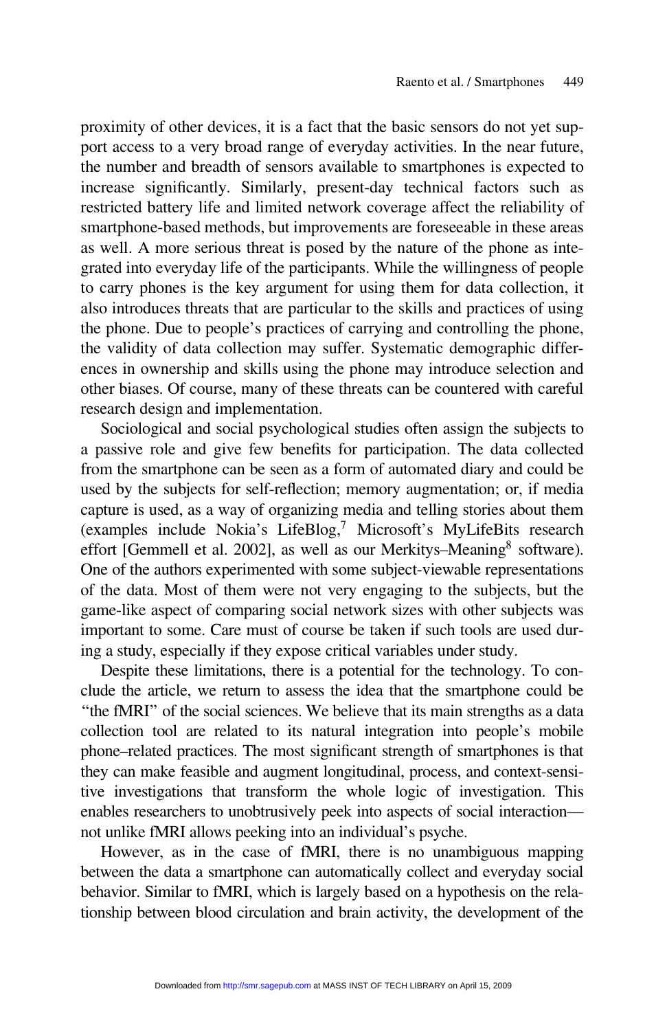proximity of other devices, it is a fact that the basic sensors do not yet support access to a very broad range of everyday activities. In the near future, the number and breadth of sensors available to smartphones is expected to increase significantly. Similarly, present-day technical factors such as restricted battery life and limited network coverage affect the reliability of smartphone-based methods, but improvements are foreseeable in these areas as well. A more serious threat is posed by the nature of the phone as integrated into everyday life of the participants. While the willingness of people to carry phones is the key argument for using them for data collection, it also introduces threats that are particular to the skills and practices of using the phone. Due to people's practices of carrying and controlling the phone, the validity of data collection may suffer. Systematic demographic differences in ownership and skills using the phone may introduce selection and other biases. Of course, many of these threats can be countered with careful research design and implementation.

Sociological and social psychological studies often assign the subjects to a passive role and give few benefits for participation. The data collected from the smartphone can be seen as a form of automated diary and could be used by the subjects for self-reflection; memory augmentation; or, if media capture is used, as a way of organizing media and telling stories about them (examples include Nokia's LifeBlog,[7] Microsoft's MyLifeBits research effort [Gemmell et al. 2002], as well as our Merkitys–Meaning[8] software). One of the authors experimented with some subject-viewable representations of the data. Most of them were not very engaging to the subjects, but the game-like aspect of comparing social network sizes with other subjects was important to some. Care must of course be taken if such tools are used during a study, especially if they expose critical variables under study.

Despite these limitations, there is a potential for the technology. To conclude the article, we return to assess the idea that the smartphone could be "the fMRI" of the social sciences. We believe that its main strengths as a data collection tool are related to its natural integration into people's mobile phone–related practices. The most significant strength of smartphones is that they can make feasible and augment longitudinal, process, and context-sensitive investigations that transform the whole logic of investigation. This enables researchers to unobtrusively peek into aspects of social interaction—not unlike fMRI allows peeking into an individual's psyche.

However, as in the case of fMRI, there is no unambiguous mapping between the data a smartphone can automatically collect and everyday social behavior. Similar to fMRI, which is largely based on a hypothesis on the relationship between blood circulation and brain activity, the development of the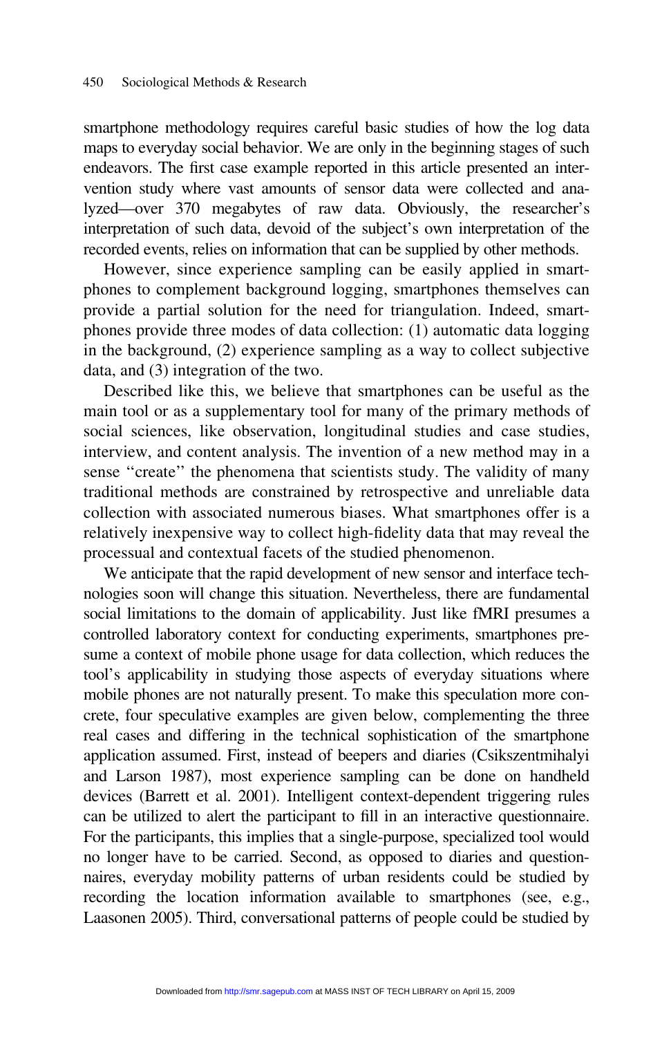smartphone methodology requires careful basic studies of how the log data maps to everyday social behavior. We are only in the beginning stages of such endeavors. The first case example reported in this article presented an intervention study where vast amounts of sensor data were collected and analyzed—over 370 megabytes of raw data. Obviously, the researcher's interpretation of such data, devoid of the subject's own interpretation of the recorded events, relies on information that can be supplied by other methods.

However, since experience sampling can be easily applied in smartphones to complement background logging, smartphones themselves can provide a partial solution for the need for triangulation. Indeed, smartphones provide three modes of data collection: (1) automatic data logging in the background, (2) experience sampling as a way to collect subjective data, and (3) integration of the two.

Described like this, we believe that smartphones can be useful as the main tool or as a supplementary tool for many of the primary methods of social sciences, like observation, longitudinal studies and case studies, interview, and content analysis. The invention of a new method may in a sense ''create'' the phenomena that scientists study. The validity of many traditional methods are constrained by retrospective and unreliable data collection with associated numerous biases. What smartphones offer is a relatively inexpensive way to collect high-fidelity data that may reveal the processual and contextual facets of the studied phenomenon.

We anticipate that the rapid development of new sensor and interface technologies soon will change this situation. Nevertheless, there are fundamental social limitations to the domain of applicability. Just like fMRI presumes a controlled laboratory context for conducting experiments, smartphones presume a context of mobile phone usage for data collection, which reduces the tool's applicability in studying those aspects of everyday situations where mobile phones are not naturally present. To make this speculation more concrete, four speculative examples are given below, complementing the three real cases and differing in the technical sophistication of the smartphone application assumed. First, instead of beepers and diaries (Csikszentmihalyi and Larson 1987), most experience sampling can be done on handheld devices (Barrett et al. 2001). Intelligent context-dependent triggering rules can be utilized to alert the participant to fill in an interactive questionnaire. For the participants, this implies that a single-purpose, specialized tool would no longer have to be carried. Second, as opposed to diaries and questionnaires, everyday mobility patterns of urban residents could be studied by recording the location information available to smartphones (see, e.g., Laasonen 2005). Third, conversational patterns of people could be studied by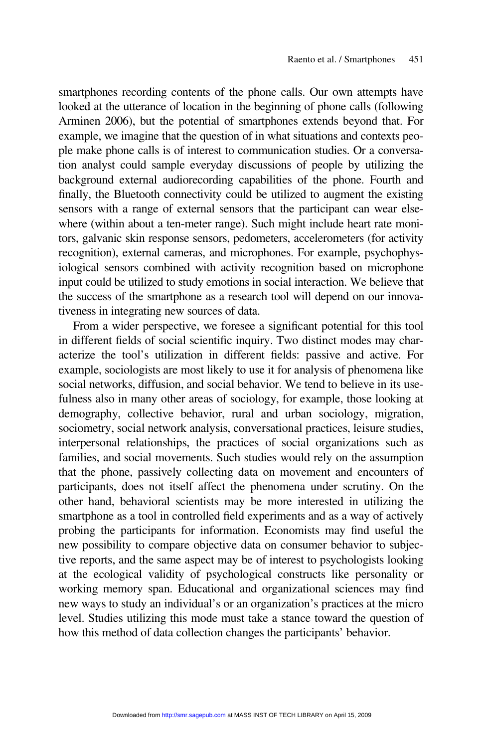smartphones recording contents of the phone calls. Our own attempts have looked at the utterance of location in the beginning of phone calls (following Arminen 2006), but the potential of smartphones extends beyond that. For example, we imagine that the question of in what situations and contexts people make phone calls is of interest to communication studies. Or a conversation analyst could sample everyday discussions of people by utilizing the background external audiorecording capabilities of the phone. Fourth and finally, the Bluetooth connectivity could be utilized to augment the existing sensors with a range of external sensors that the participant can wear elsewhere (within about a ten-meter range). Such might include heart rate monitors, galvanic skin response sensors, pedometers, accelerometers (for activity recognition), external cameras, and microphones. For example, psychophysiological sensors combined with activity recognition based on microphone input could be utilized to study emotions in social interaction. We believe that the success of the smartphone as a research tool will depend on our innovativeness in integrating new sources of data.

From a wider perspective, we foresee a significant potential for this tool in different fields of social scientific inquiry. Two distinct modes may characterize the tool's utilization in different fields: passive and active. For example, sociologists are most likely to use it for analysis of phenomena like social networks, diffusion, and social behavior. We tend to believe in its usefulness also in many other areas of sociology, for example, those looking at demography, collective behavior, rural and urban sociology, migration, sociometry, social network analysis, conversational practices, leisure studies, interpersonal relationships, the practices of social organizations such as families, and social movements. Such studies would rely on the assumption that the phone, passively collecting data on movement and encounters of participants, does not itself affect the phenomena under scrutiny. On the other hand, behavioral scientists may be more interested in utilizing the smartphone as a tool in controlled field experiments and as a way of actively probing the participants for information. Economists may find useful the new possibility to compare objective data on consumer behavior to subjective reports, and the same aspect may be of interest to psychologists looking at the ecological validity of psychological constructs like personality or working memory span. Educational and organizational sciences may find new ways to study an individual's or an organization's practices at the micro level. Studies utilizing this mode must take a stance toward the question of how this method of data collection changes the participants' behavior.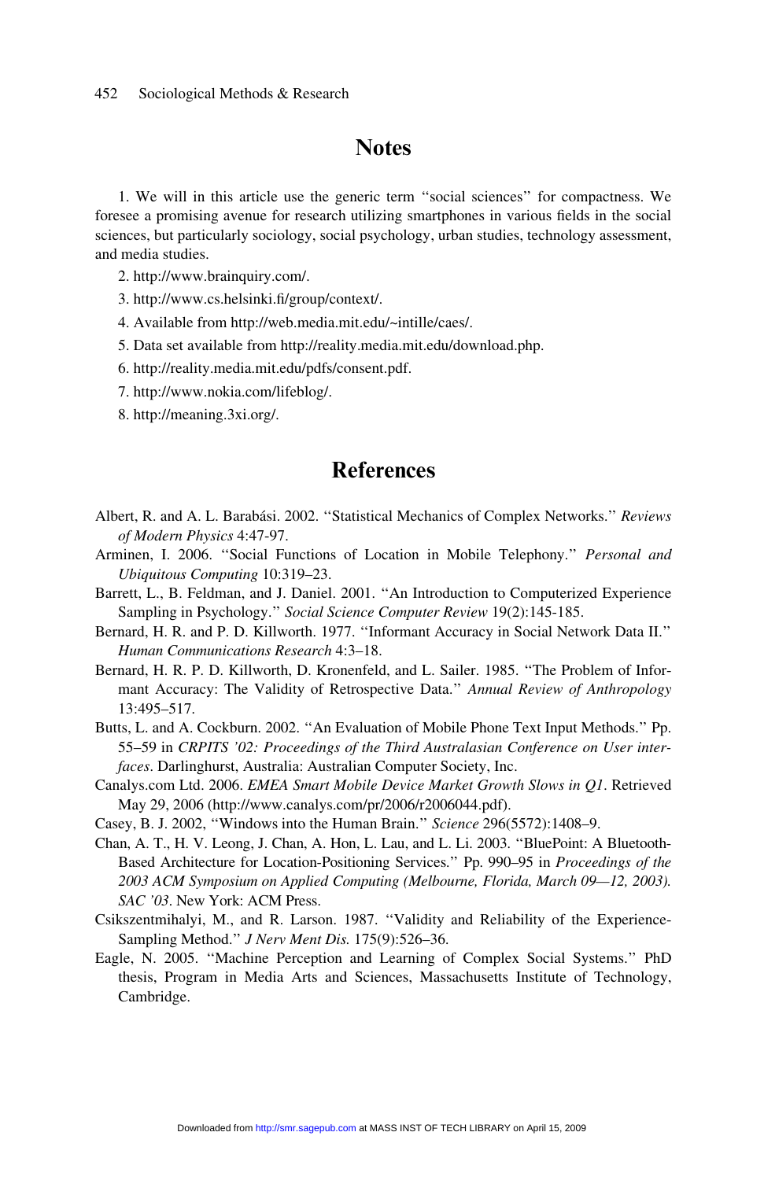## Notes

1. We will in this article use the generic term ''social sciences'' for compactness. We foresee a promising avenue for research utilizing smartphones in various fields in the social sciences, but particularly sociology, social psychology, urban studies, technology assessment, and media studies.

2. http://www.brainquiry.com/.

3. http://www.cs.helsinki.fi/group/context/.

4. Available from http://web.media.mit.edu/~intille/caes/.

5. Data set available from http://reality.media.mit.edu/download.php.

6. http://reality.media.mit.edu/pdfs/consent.pdf.

7. http://www.nokia.com/lifeblog/.

8. http://meaning.3xi.org/.

## References

Albert, R. and A. L. Barabási. 2002. ''Statistical Mechanics of Complex Networks.'' *Reviews of Modern Physics* 4:47-97.

Arminen, I. 2006. ''Social Functions of Location in Mobile Telephony.'' *Personal and Ubiquitous Computing* 10:319–23.

Barrett, L., B. Feldman, and J. Daniel. 2001. ''An Introduction to Computerized Experience Sampling in Psychology.'' *Social Science Computer Review* 19(2):145-185.

Bernard, H. R. and P. D. Killworth. 1977. ''Informant Accuracy in Social Network Data II.'' *Human Communications Research* 4:3–18.

Bernard, H. R. P. D. Killworth, D. Kronenfeld, and L. Sailer. 1985. ''The Problem of Informant Accuracy: The Validity of Retrospective Data.'' *Annual Review of Anthropology* 13:495–517.

Butts, L. and A. Cockburn. 2002. ''An Evaluation of Mobile Phone Text Input Methods.'' Pp. 55–59 in *CRPITS '02: Proceedings of the Third Australasian Conference on User interfaces*. Darlinghurst, Australia: Australian Computer Society, Inc.

Canalys.com Ltd. 2006. *EMEA Smart Mobile Device Market Growth Slows in Q1*. Retrieved May 29, 2006 (http://www.canalys.com/pr/2006/r2006044.pdf).

Casey, B. J. 2002, ''Windows into the Human Brain.'' *Science* 296(5572):1408–9.

Chan, A. T., H. V. Leong, J. Chan, A. Hon, L. Lau, and L. Li. 2003. ''BluePoint: A Bluetooth-Based Architecture for Location-Positioning Services.'' Pp. 990–95 in *Proceedings of the 2003 ACM Symposium on Applied Computing (Melbourne, Florida, March 09—12, 2003). SAC '03*. New York: ACM Press.

Csikszentmihalyi, M., and R. Larson. 1987. ''Validity and Reliability of the Experience-Sampling Method.'' *J Nerv Ment Dis.* 175(9):526–36.

Eagle, N. 2005. ''Machine Perception and Learning of Complex Social Systems.'' PhD thesis, Program in Media Arts and Sciences, Massachusetts Institute of Technology, Cambridge.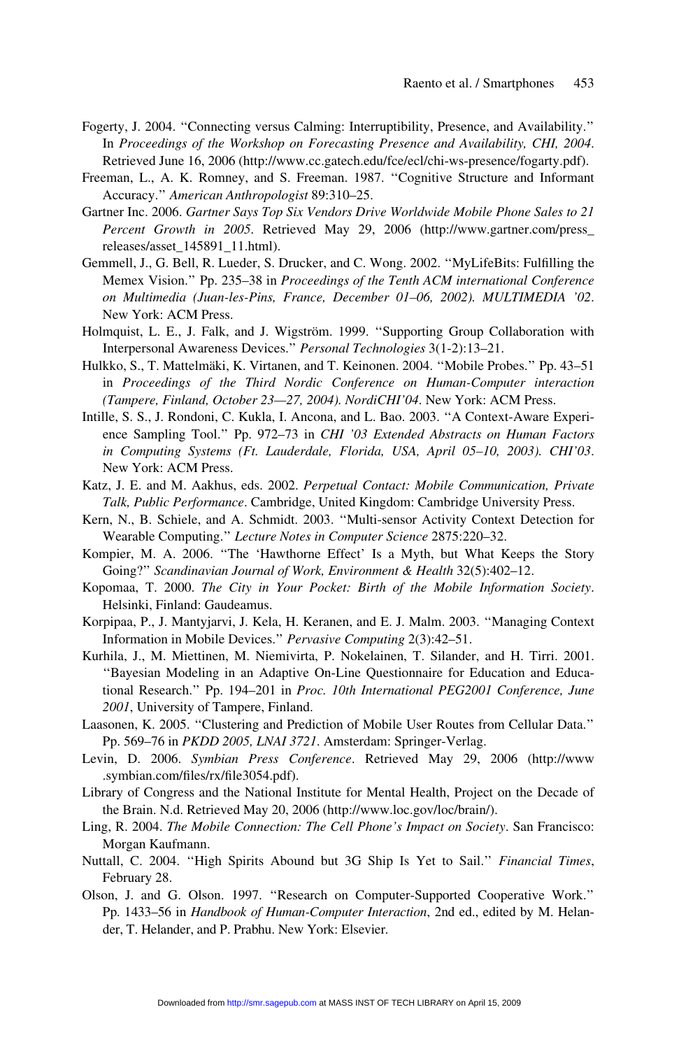Fogerty, J. 2004. ‘‘Connecting versus Calming: Interruptibility, Presence, and Availability.’’ In *Proceedings of the Workshop on Forecasting Presence and Availability, CHI, 2004*. Retrieved June 16, 2006 (http://www.cc.gatech.edu/fce/ecl/chi-ws-presence/fogarty.pdf).

Freeman, L., A. K. Romney, and S. Freeman. 1987. ‘‘Cognitive Structure and Informant Accuracy.’’ *American Anthropologist* 89:310–25.

Gartner Inc. 2006. *Gartner Says Top Six Vendors Drive Worldwide Mobile Phone Sales to 21 Percent Growth in 2005*. Retrieved May 29, 2006 (http://www.gartner.com/press_releases/asset_145891_11.html).

Gemmell, J., G. Bell, R. Lueder, S. Drucker, and C. Wong. 2002. ‘‘MyLifeBits: Fulfilling the Memex Vision.’’ Pp. 235–38 in *Proceedings of the Tenth ACM international Conference on Multimedia (Juan-les-Pins, France, December 01–06, 2002). MULTIMEDIA '02*. New York: ACM Press.

Holmquist, L. E., J. Falk, and J. Wigström. 1999. ‘‘Supporting Group Collaboration with Interpersonal Awareness Devices.’’ *Personal Technologies* 3(1-2):13–21.

Hulkko, S., T. Mattelmäki, K. Virtanen, and T. Keinonen. 2004. ‘‘Mobile Probes.’’ Pp. 43–51 in *Proceedings of the Third Nordic Conference on Human-Computer interaction (Tampere, Finland, October 23—27, 2004). NordiCHI'04*. New York: ACM Press.

Intille, S. S., J. Rondoni, C. Kukla, I. Ancona, and L. Bao. 2003. ‘‘A Context-Aware Experience Sampling Tool.’’ Pp. 972–73 in *CHI '03 Extended Abstracts on Human Factors in Computing Systems (Ft. Lauderdale, Florida, USA, April 05–10, 2003). CHI'03*. New York: ACM Press.

Katz, J. E. and M. Aakhus, eds. 2002. *Perpetual Contact: Mobile Communication, Private Talk, Public Performance*. Cambridge, United Kingdom: Cambridge University Press.

Kern, N., B. Schiele, and A. Schmidt. 2003. ‘‘Multi-sensor Activity Context Detection for Wearable Computing.’’ *Lecture Notes in Computer Science* 2875:220–32.

Kompier, M. A. 2006. ‘‘The ‘Hawthorne Effect’ Is a Myth, but What Keeps the Story Going?’’ *Scandinavian Journal of Work, Environment & Health* 32(5):402–12.

Kopomaa, T. 2000. *The City in Your Pocket: Birth of the Mobile Information Society*. Helsinki, Finland: Gaudeamus.

Korpipaa, P., J. Mantyjarvi, J. Kela, H. Keranen, and E. J. Malm. 2003. ‘‘Managing Context Information in Mobile Devices.’’ *Pervasive Computing* 2(3):42–51.

Kurhila, J., M. Miettinen, M. Niemivirta, P. Nokelainen, T. Silander, and H. Tirri. 2001. ‘‘Bayesian Modeling in an Adaptive On-Line Questionnaire for Education and Educational Research.’’ Pp. 194–201 in *Proc. 10th International PEG2001 Conference, June 2001*, University of Tampere, Finland.

Laasonen, K. 2005. ‘‘Clustering and Prediction of Mobile User Routes from Cellular Data.’’ Pp. 569–76 in *PKDD 2005, LNAI 3721*. Amsterdam: Springer-Verlag.

Levin, D. 2006. *Symbian Press Conference*. Retrieved May 29, 2006 (http://www.symbian.com/files/rx/file3054.pdf).

Library of Congress and the National Institute for Mental Health, Project on the Decade of the Brain. N.d. Retrieved May 20, 2006 (http://www.loc.gov/loc/brain/).

Ling, R. 2004. *The Mobile Connection: The Cell Phone's Impact on Society*. San Francisco: Morgan Kaufmann.

Nuttall, C. 2004. ‘‘High Spirits Abound but 3G Ship Is Yet to Sail.’’ *Financial Times*, February 28.

Olson, J. and G. Olson. 1997. ‘‘Research on Computer-Supported Cooperative Work.’’ Pp. 1433–56 in *Handbook of Human-Computer Interaction*, 2nd ed., edited by M. Helander, T. Helander, and P. Prabhu. New York: Elsevier.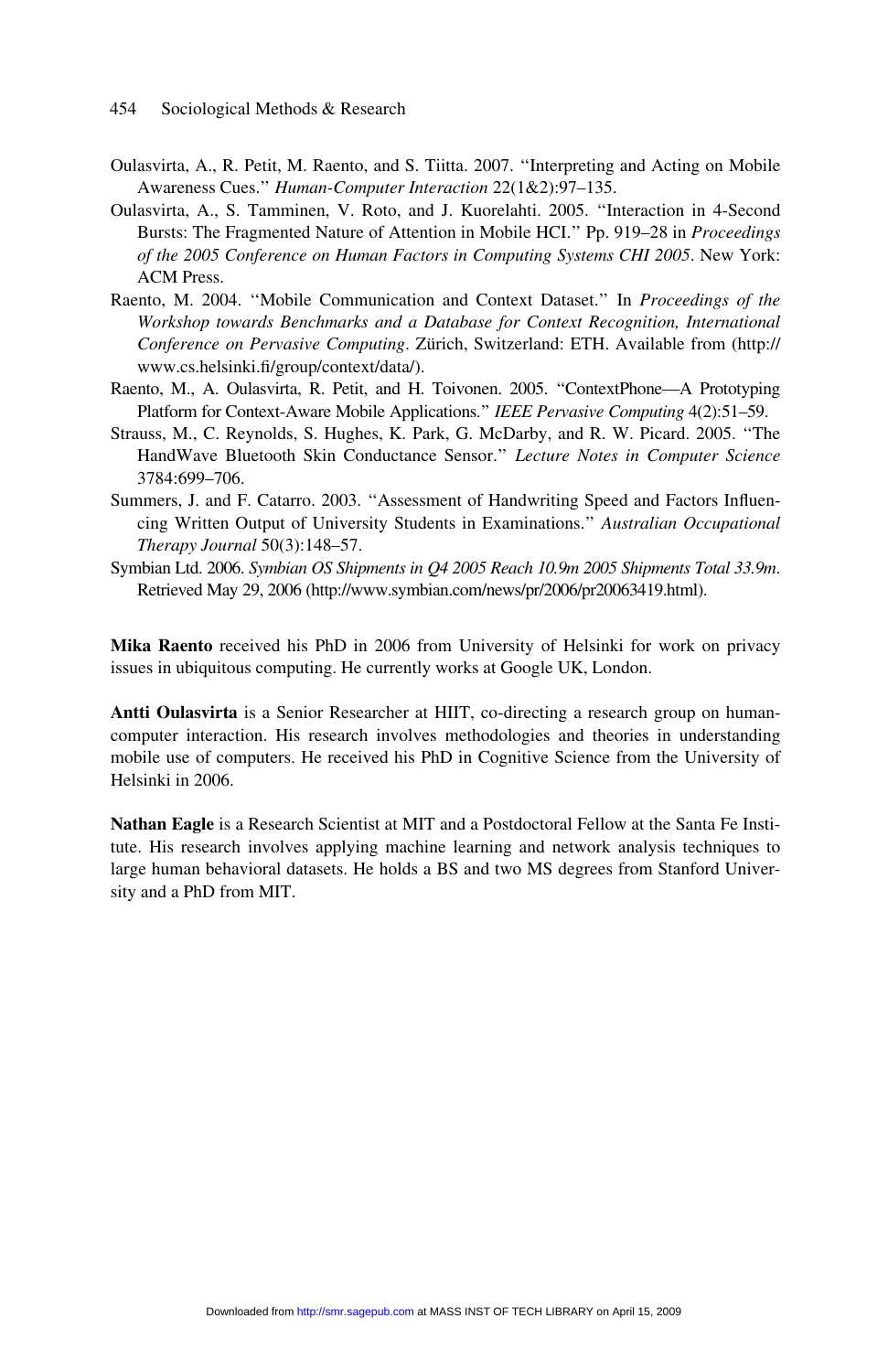Oulasvirta, A., R. Petit, M. Raento, and S. Tiitta. 2007. ''Interpreting and Acting on Mobile Awareness Cues.'' *Human-Computer Interaction* 22(1&2):97–135.

Oulasvirta, A., S. Tamminen, V. Roto, and J. Kuorelahti. 2005. ''Interaction in 4-Second Bursts: The Fragmented Nature of Attention in Mobile HCI.'' Pp. 919–28 in *Proceedings of the 2005 Conference on Human Factors in Computing Systems CHI 2005*. New York: ACM Press.

Raento, M. 2004. ''Mobile Communication and Context Dataset.'' In *Proceedings of the Workshop towards Benchmarks and a Database for Context Recognition, International Conference on Pervasive Computing*. Zürich, Switzerland: ETH. Available from (http://www.cs.helsinki.fi/group/context/data/).

Raento, M., A. Oulasvirta, R. Petit, and H. Toivonen. 2005. "ContextPhone—A Prototyping Platform for Context-Aware Mobile Applications." *IEEE Pervasive Computing* 4(2):51–59.

Strauss, M., C. Reynolds, S. Hughes, K. Park, G. McDarby, and R. W. Picard. 2005. ''The HandWave Bluetooth Skin Conductance Sensor.'' *Lecture Notes in Computer Science* 3784:699–706.

Summers, J. and F. Catarro. 2003. ''Assessment of Handwriting Speed and Factors Influencing Written Output of University Students in Examinations.'' *Australian Occupational Therapy Journal* 50(3):148–57.

Symbian Ltd. 2006. *Symbian OS Shipments in Q4 2005 Reach 10.9m 2005 Shipments Total 33.9m*. Retrieved May 29, 2006 (http://www.symbian.com/news/pr/2006/pr20063419.html).

**Mika Raento** received his PhD in 2006 from University of Helsinki for work on privacy issues in ubiquitous computing. He currently works at Google UK, London.

**Antti Oulasvirta** is a Senior Researcher at HIIT, co-directing a research group on human-computer interaction. His research involves methodologies and theories in understanding mobile use of computers. He received his PhD in Cognitive Science from the University of Helsinki in 2006.

**Nathan Eagle** is a Research Scientist at MIT and a Postdoctoral Fellow at the Santa Fe Institute. His research involves applying machine learning and network analysis techniques to large human behavioral datasets. He holds a BS and two MS degrees from Stanford University and a PhD from MIT.